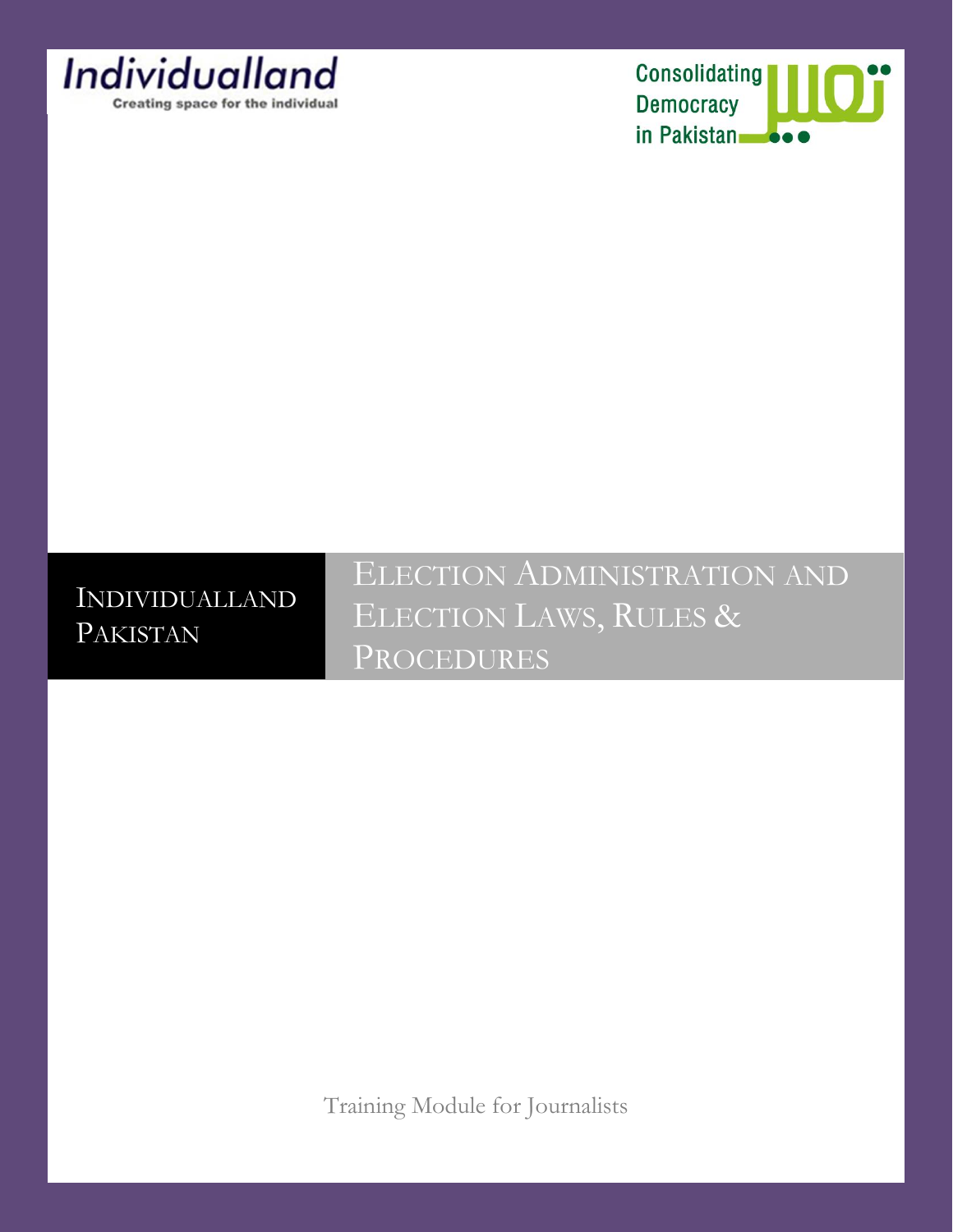Individualland

Creating space for the individual

Consolidating Democracy in Pakistan

INDIVIDUALLAND PAKISTAN

# ELECTION ADMINISTRATION AND ELECTION LAWS, RULES & PROCEDURES

Training Module for Journalists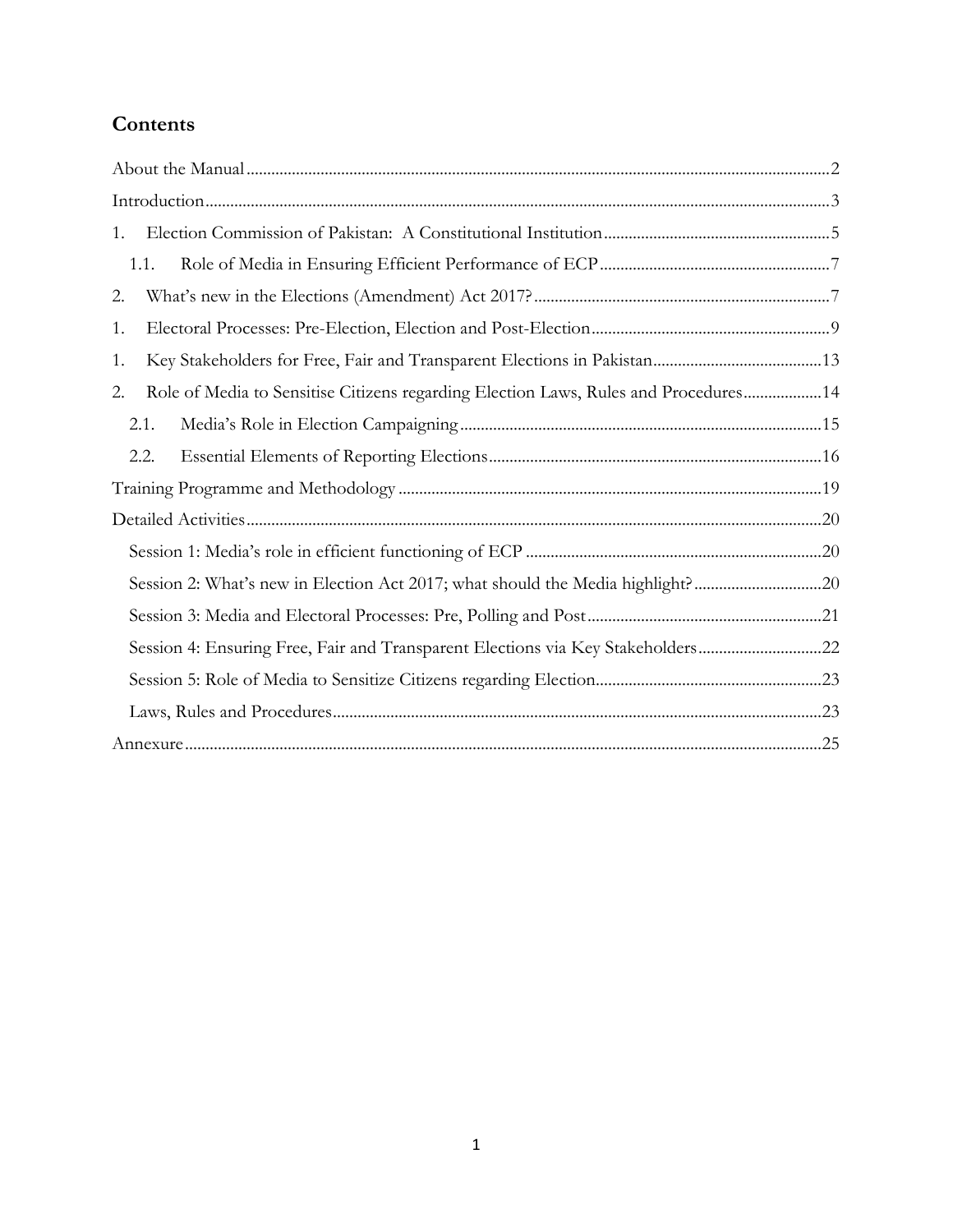## Contents

About the Manual ..... 2

Introduction ..... 3

1. Election Commission of Pakistan: A Constitutional Institution ..... 5
   - 1.1. Role of Media in Ensuring Efficient Performance of ECP ..... 7

2. What's new in the Elections (Amendment) Act 2017? ..... 7

1. Electoral Processes: Pre-Election, Election and Post-Election ..... 9

1. Key Stakeholders for Free, Fair and Transparent Elections in Pakistan ..... 13

2. Role of Media to Sensitise Citizens regarding Election Laws, Rules and Procedures ..... 14
   - 2.1. Media's Role in Election Campaigning ..... 15
   - 2.2. Essential Elements of Reporting Elections ..... 16

Training Programme and Methodology ..... 19

Detailed Activities ..... 20

- Session 1: Media's role in efficient functioning of ECP ..... 20
- Session 2: What's new in Election Act 2017; what should the Media highlight? ..... 20
- Session 3: Media and Electoral Processes: Pre, Polling and Post ..... 21
- Session 4: Ensuring Free, Fair and Transparent Elections via Key Stakeholders ..... 22
- Session 5: Role of Media to Sensitize Citizens regarding Election ..... 23
- Laws, Rules and Procedures ..... 23

Annexure ..... 25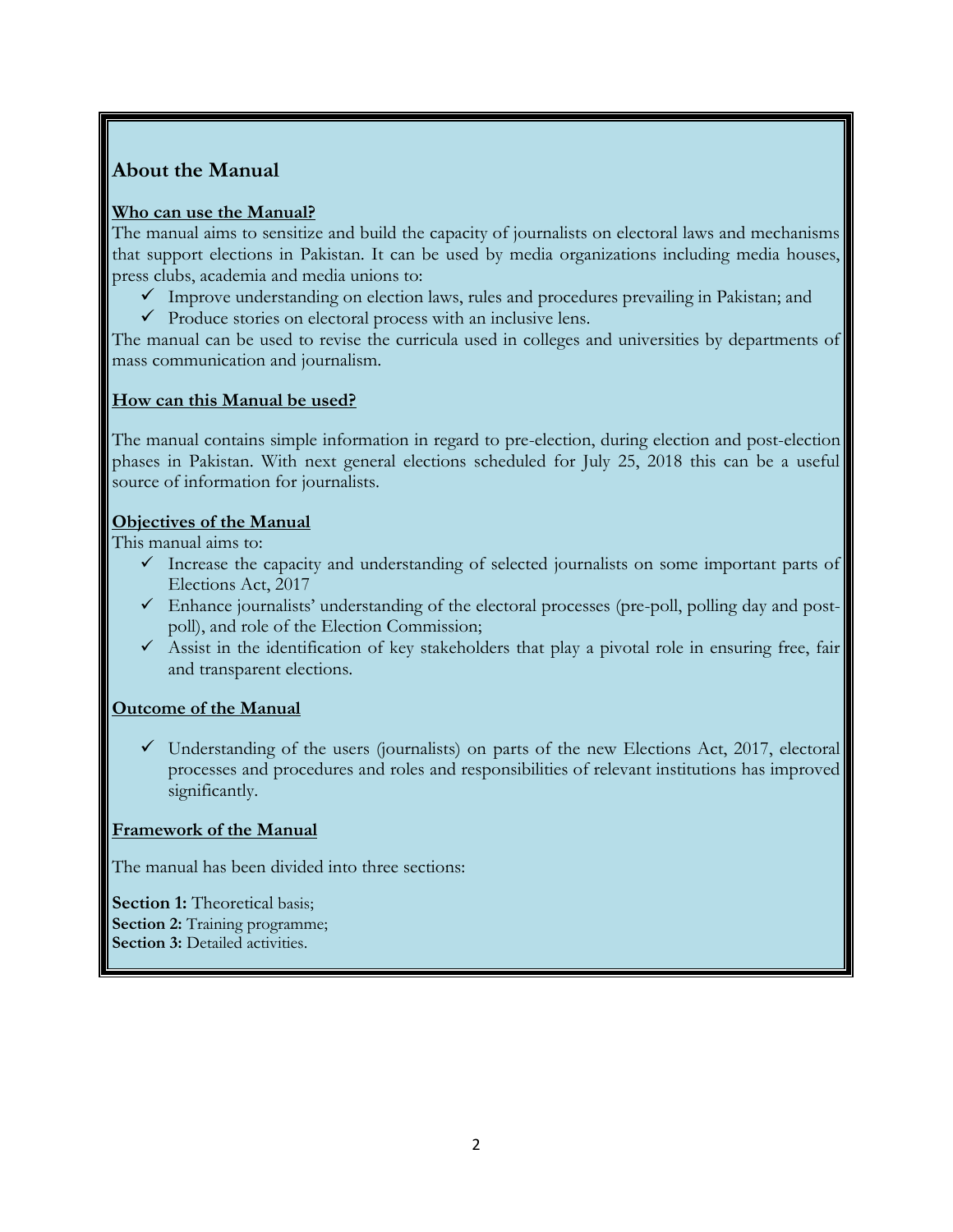## About the Manual

### Who can use the Manual?

The manual aims to sensitize and build the capacity of journalists on electoral laws and mechanisms that support elections in Pakistan. It can be used by media organizations including media houses, press clubs, academia and media unions to:

- ✓ Improve understanding on election laws, rules and procedures prevailing in Pakistan; and
- ✓ Produce stories on electoral process with an inclusive lens.

The manual can be used to revise the curricula used in colleges and universities by departments of mass communication and journalism.

### How can this Manual be used?

The manual contains simple information in regard to pre-election, during election and post-election phases in Pakistan. With next general elections scheduled for July 25, 2018 this can be a useful source of information for journalists.

### Objectives of the Manual

This manual aims to:

- ✓ Increase the capacity and understanding of selected journalists on some important parts of Elections Act, 2017
- ✓ Enhance journalists' understanding of the electoral processes (pre-poll, polling day and post-poll), and role of the Election Commission;
- ✓ Assist in the identification of key stakeholders that play a pivotal role in ensuring free, fair and transparent elections.

### Outcome of the Manual

- ✓ Understanding of the users (journalists) on parts of the new Elections Act, 2017, electoral processes and procedures and roles and responsibilities of relevant institutions has improved significantly.

### Framework of the Manual

The manual has been divided into three sections:

**Section 1:** Theoretical basis;
**Section 2:** Training programme;
**Section 3:** Detailed activities.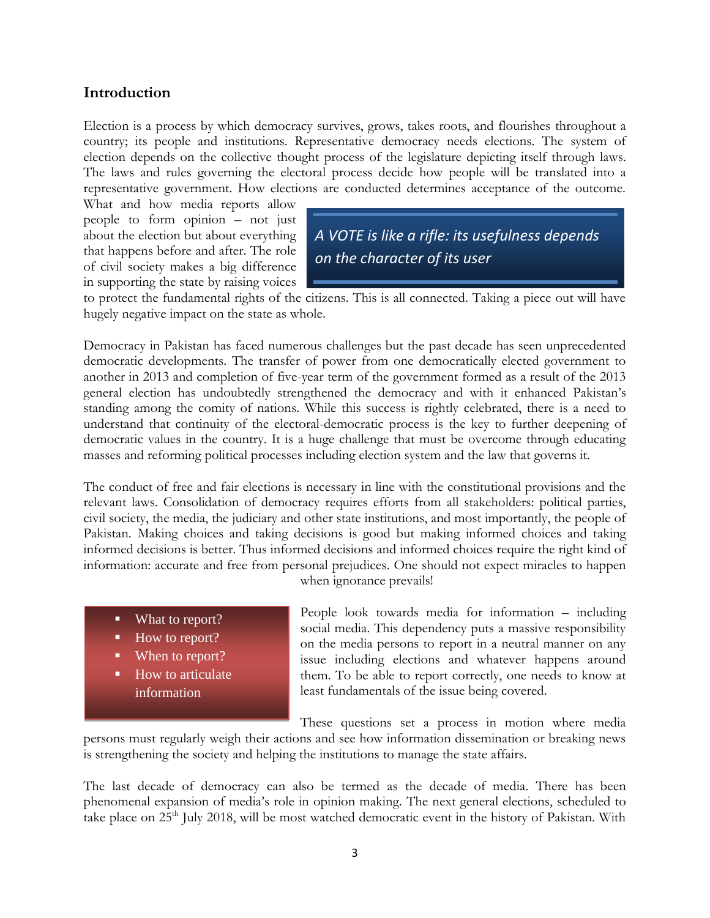## Introduction

Election is a process by which democracy survives, grows, takes roots, and flourishes throughout a country; its people and institutions. Representative democracy needs elections. The system of election depends on the collective thought process of the legislature depicting itself through laws. The laws and rules governing the electoral process decide how people will be translated into a representative government. How elections are conducted determines acceptance of the outcome. What and how media reports allow people to form opinion – not just about the election but about everything that happens before and after. The role of civil society makes a big difference in supporting the state by raising voices to protect the fundamental rights of the citizens. This is all connected. Taking a piece out will have hugely negative impact on the state as whole.

> *A VOTE is like a rifle: its usefulness depends on the character of its user*

Democracy in Pakistan has faced numerous challenges but the past decade has seen unprecedented democratic developments. The transfer of power from one democratically elected government to another in 2013 and completion of five-year term of the government formed as a result of the 2013 general election has undoubtedly strengthened the democracy and with it enhanced Pakistan's standing among the comity of nations. While this success is rightly celebrated, there is a need to understand that continuity of the electoral-democratic process is the key to further deepening of democratic values in the country. It is a huge challenge that must be overcome through educating masses and reforming political processes including election system and the law that governs it.

The conduct of free and fair elections is necessary in line with the constitutional provisions and the relevant laws. Consolidation of democracy requires efforts from all stakeholders: political parties, civil society, the media, the judiciary and other state institutions, and most importantly, the people of Pakistan. Making choices and taking decisions is good but making informed choices and taking informed decisions is better. Thus informed decisions and informed choices require the right kind of information: accurate and free from personal prejudices. One should not expect miracles to happen when ignorance prevails!

- What to report?
- How to report?
- When to report?
- How to articulate information

People look towards media for information – including social media. This dependency puts a massive responsibility on the media persons to report in a neutral manner on any issue including elections and whatever happens around them. To be able to report correctly, one needs to know at least fundamentals of the issue being covered.

These questions set a process in motion where media persons must regularly weigh their actions and see how information dissemination or breaking news is strengthening the society and helping the institutions to manage the state affairs.

The last decade of democracy can also be termed as the decade of media. There has been phenomenal expansion of media's role in opinion making. The next general elections, scheduled to take place on 25th July 2018, will be most watched democratic event in the history of Pakistan. With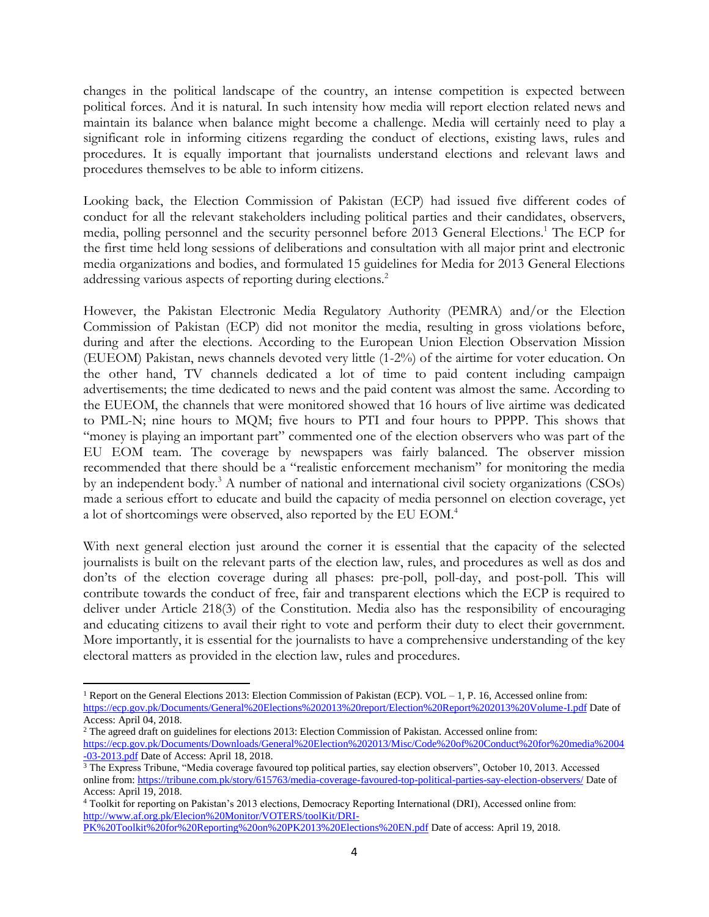changes in the political landscape of the country, an intense competition is expected between political forces. And it is natural. In such intensity how media will report election related news and maintain its balance when balance might become a challenge. Media will certainly need to play a significant role in informing citizens regarding the conduct of elections, existing laws, rules and procedures. It is equally important that journalists understand elections and relevant laws and procedures themselves to be able to inform citizens.

Looking back, the Election Commission of Pakistan (ECP) had issued five different codes of conduct for all the relevant stakeholders including political parties and their candidates, observers, media, polling personnel and the security personnel before 2013 General Elections.[1] The ECP for the first time held long sessions of deliberations and consultation with all major print and electronic media organizations and bodies, and formulated 15 guidelines for Media for 2013 General Elections addressing various aspects of reporting during elections.[2]

However, the Pakistan Electronic Media Regulatory Authority (PEMRA) and/or the Election Commission of Pakistan (ECP) did not monitor the media, resulting in gross violations before, during and after the elections. According to the European Union Election Observation Mission (EUEOM) Pakistan, news channels devoted very little (1-2%) of the airtime for voter education. On the other hand, TV channels dedicated a lot of time to paid content including campaign advertisements; the time dedicated to news and the paid content was almost the same. According to the EUEOM, the channels that were monitored showed that 16 hours of live airtime was dedicated to PML-N; nine hours to MQM; five hours to PTI and four hours to PPPP. This shows that "money is playing an important part" commented one of the election observers who was part of the EU EOM team. The coverage by newspapers was fairly balanced. The observer mission recommended that there should be a "realistic enforcement mechanism" for monitoring the media by an independent body.[3] A number of national and international civil society organizations (CSOs) made a serious effort to educate and build the capacity of media personnel on election coverage, yet a lot of shortcomings were observed, also reported by the EU EOM.[4]

With next general election just around the corner it is essential that the capacity of the selected journalists is built on the relevant parts of the election law, rules, and procedures as well as dos and don'ts of the election coverage during all phases: pre-poll, poll-day, and post-poll. This will contribute towards the conduct of free, fair and transparent elections which the ECP is required to deliver under Article 218(3) of the Constitution. Media also has the responsibility of encouraging and educating citizens to avail their right to vote and perform their duty to elect their government. More importantly, it is essential for the journalists to have a comprehensive understanding of the key electoral matters as provided in the election law, rules and procedures.

---

[1] Report on the General Elections 2013: Election Commission of Pakistan (ECP). VOL – 1, P. 16, Accessed online from: https://ecp.gov.pk/Documents/General%20Elections%202013%20report/Election%20Report%202013%20Volume-I.pdf Date of Access: April 04, 2018.

[2] The agreed draft on guidelines for elections 2013: Election Commission of Pakistan. Accessed online from: https://ecp.gov.pk/Documents/Downloads/General%20Election%202013/Misc/Code%20of%20Conduct%20for%20media%2004-03-2013.pdf Date of Access: April 18, 2018.

[3] The Express Tribune, "Media coverage favoured top political parties, say election observers", October 10, 2013. Accessed online from: https://tribune.com.pk/story/615763/media-coverage-favoured-top-political-parties-say-election-observers/ Date of Access: April 19, 2018.

[4] Toolkit for reporting on Pakistan's 2013 elections, Democracy Reporting International (DRI), Accessed online from: http://www.af.org.pk/Elecion%20Monitor/VOTERS/toolKit/DRI-PK%20Toolkit%20for%20Reporting%20on%20PK2013%20Elections%20EN.pdf Date of access: April 19, 2018.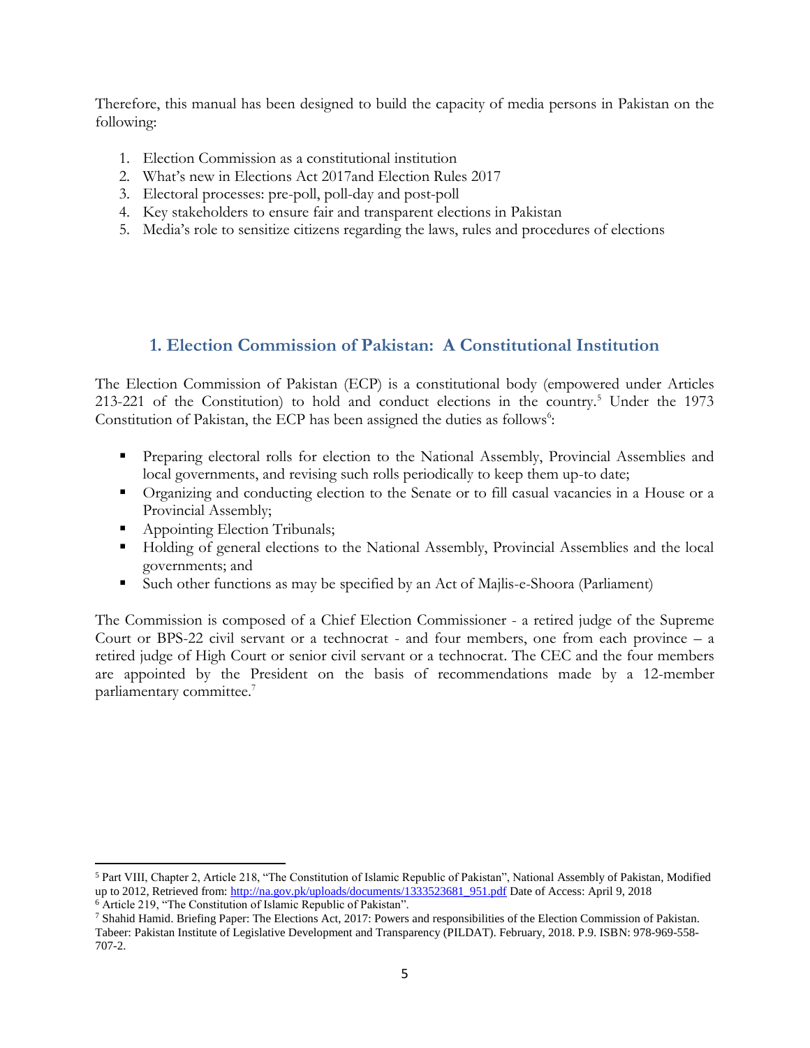Therefore, this manual has been designed to build the capacity of media persons in Pakistan on the following:

1. Election Commission as a constitutional institution
2. What's new in Elections Act 2017and Election Rules 2017
3. Electoral processes: pre-poll, poll-day and post-poll
4. Key stakeholders to ensure fair and transparent elections in Pakistan
5. Media's role to sensitize citizens regarding the laws, rules and procedures of elections

## 1. Election Commission of Pakistan: A Constitutional Institution

The Election Commission of Pakistan (ECP) is a constitutional body (empowered under Articles 213-221 of the Constitution) to hold and conduct elections in the country.[5] Under the 1973 Constitution of Pakistan, the ECP has been assigned the duties as follows[6]:

- Preparing electoral rolls for election to the National Assembly, Provincial Assemblies and local governments, and revising such rolls periodically to keep them up-to date;
- Organizing and conducting election to the Senate or to fill casual vacancies in a House or a Provincial Assembly;
- Appointing Election Tribunals;
- Holding of general elections to the National Assembly, Provincial Assemblies and the local governments; and
- Such other functions as may be specified by an Act of Majlis-e-Shoora (Parliament)

The Commission is composed of a Chief Election Commissioner - a retired judge of the Supreme Court or BPS-22 civil servant or a technocrat - and four members, one from each province – a retired judge of High Court or senior civil servant or a technocrat. The CEC and the four members are appointed by the President on the basis of recommendations made by a 12-member parliamentary committee.[7]

---

[5] Part VIII, Chapter 2, Article 218, "The Constitution of Islamic Republic of Pakistan", National Assembly of Pakistan, Modified up to 2012, Retrieved from: http://na.gov.pk/uploads/documents/1333523681_951.pdf Date of Access: April 9, 2018

[6] Article 219, "The Constitution of Islamic Republic of Pakistan".

[7] Shahid Hamid. Briefing Paper: The Elections Act, 2017: Powers and responsibilities of the Election Commission of Pakistan. Tabeer: Pakistan Institute of Legislative Development and Transparency (PILDAT). February, 2018. P.9. ISBN: 978-969-558-707-2.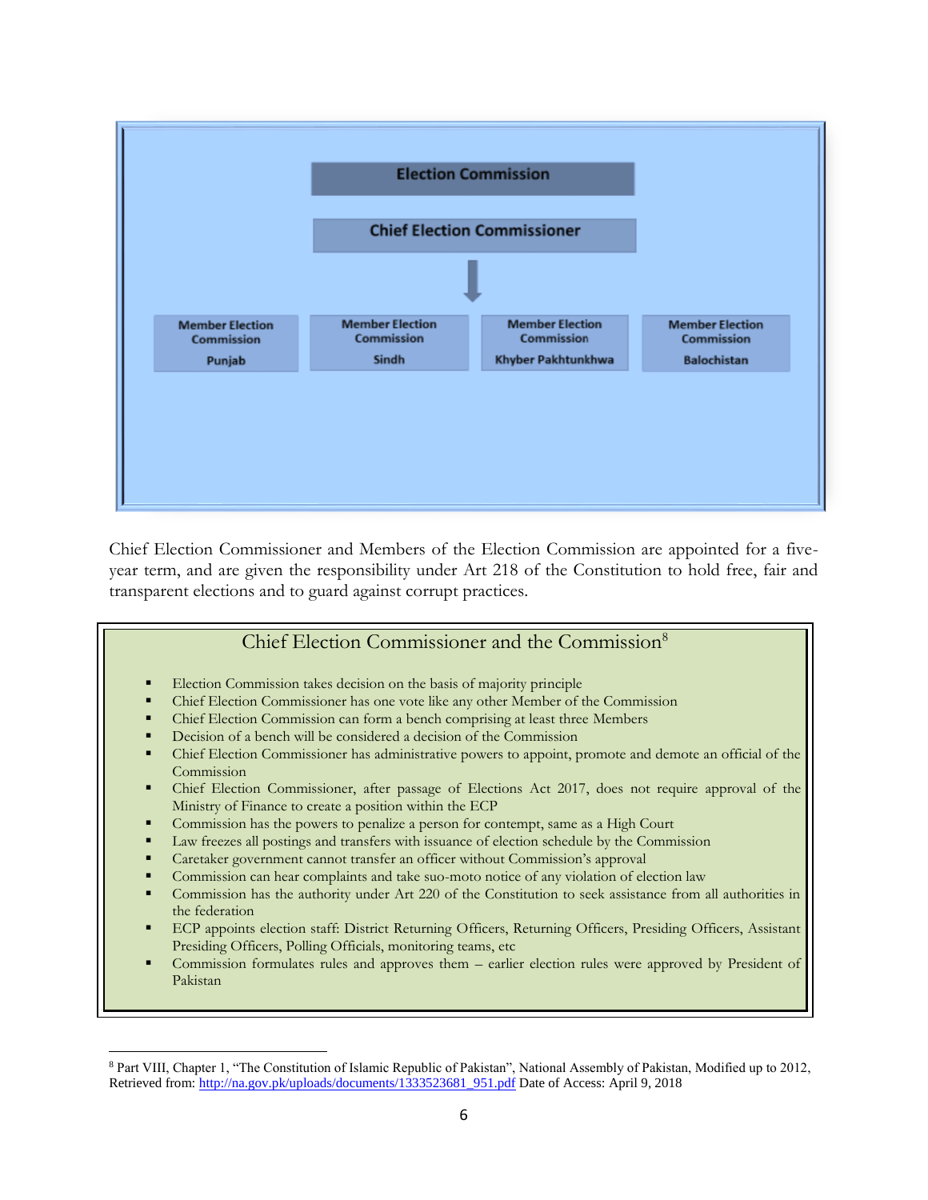Election Commission

Chief Election Commissioner

| Member Election Commission | Member Election Commission | Member Election Commission | Member Election Commission |
|---|---|---|---|
| Punjab | Sindh | Khyber Pakhtunkhwa | Balochistan |

Chief Election Commissioner and Members of the Election Commission are appointed for a five-year term, and are given the responsibility under Art 218 of the Constitution to hold free, fair and transparent elections and to guard against corrupt practices.

### Chief Election Commissioner and the Commission[8]

- Election Commission takes decision on the basis of majority principle
- Chief Election Commissioner has one vote like any other Member of the Commission
- Chief Election Commission can form a bench comprising at least three Members
- Decision of a bench will be considered a decision of the Commission
- Chief Election Commissioner has administrative powers to appoint, promote and demote an official of the Commission
- Chief Election Commissioner, after passage of Elections Act 2017, does not require approval of the Ministry of Finance to create a position within the ECP
- Commission has the powers to penalize a person for contempt, same as a High Court
- Law freezes all postings and transfers with issuance of election schedule by the Commission
- Caretaker government cannot transfer an officer without Commission's approval
- Commission can hear complaints and take suo-moto notice of any violation of election law
- Commission has the authority under Art 220 of the Constitution to seek assistance from all authorities in the federation
- ECP appoints election staff: District Returning Officers, Returning Officers, Presiding Officers, Assistant Presiding Officers, Polling Officials, monitoring teams, etc
- Commission formulates rules and approves them – earlier election rules were approved by President of Pakistan

[8] Part VIII, Chapter 1, "The Constitution of Islamic Republic of Pakistan", National Assembly of Pakistan, Modified up to 2012, Retrieved from: http://na.gov.pk/uploads/documents/1333523681_951.pdf Date of Access: April 9, 2018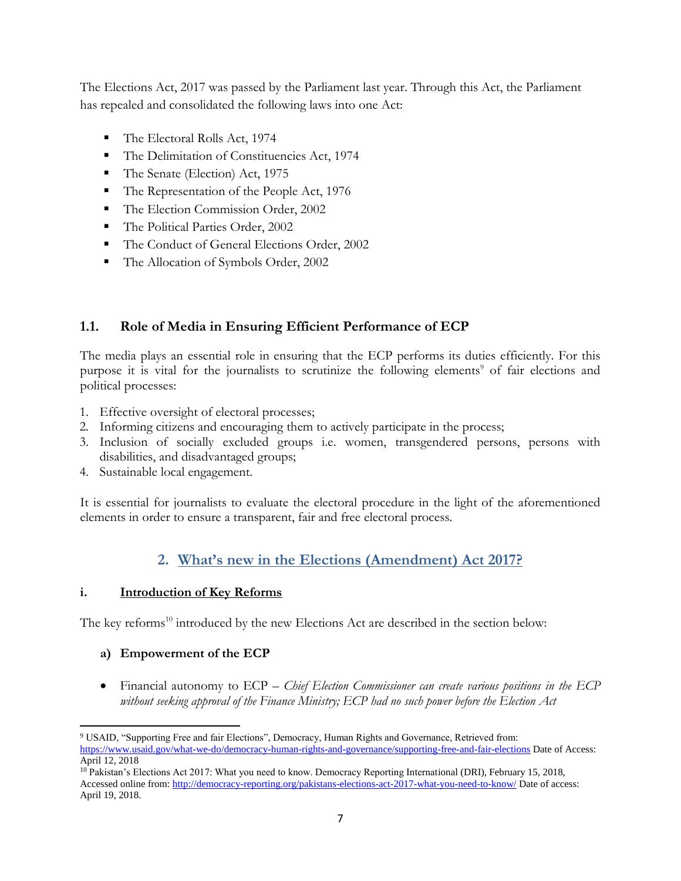The Elections Act, 2017 was passed by the Parliament last year. Through this Act, the Parliament has repealed and consolidated the following laws into one Act:

- The Electoral Rolls Act, 1974
- The Delimitation of Constituencies Act, 1974
- The Senate (Election) Act, 1975
- The Representation of the People Act, 1976
- The Election Commission Order, 2002
- The Political Parties Order, 2002
- The Conduct of General Elections Order, 2002
- The Allocation of Symbols Order, 2002

### 1.1. Role of Media in Ensuring Efficient Performance of ECP

The media plays an essential role in ensuring that the ECP performs its duties efficiently. For this purpose it is vital for the journalists to scrutinize the following elements[9] of fair elections and political processes:

1. Effective oversight of electoral processes;
2. Informing citizens and encouraging them to actively participate in the process;
3. Inclusion of socially excluded groups i.e. women, transgendered persons, persons with disabilities, and disadvantaged groups;
4. Sustainable local engagement.

It is essential for journalists to evaluate the electoral procedure in the light of the aforementioned elements in order to ensure a transparent, fair and free electoral process.

## 2. What's new in the Elections (Amendment) Act 2017?

### i. Introduction of Key Reforms

The key reforms[10] introduced by the new Elections Act are described in the section below:

#### a) Empowerment of the ECP

- Financial autonomy to ECP – *Chief Election Commissioner can create various positions in the ECP without seeking approval of the Finance Ministry; ECP had no such power before the Election Act*

---

[9] USAID, "Supporting Free and fair Elections", Democracy, Human Rights and Governance, Retrieved from: https://www.usaid.gov/what-we-do/democracy-human-rights-and-governance/supporting-free-and-fair-elections Date of Access: April 12, 2018

[10] Pakistan's Elections Act 2017: What you need to know. Democracy Reporting International (DRI), February 15, 2018, Accessed online from: http://democracy-reporting.org/pakistans-elections-act-2017-what-you-need-to-know/ Date of access: April 19, 2018.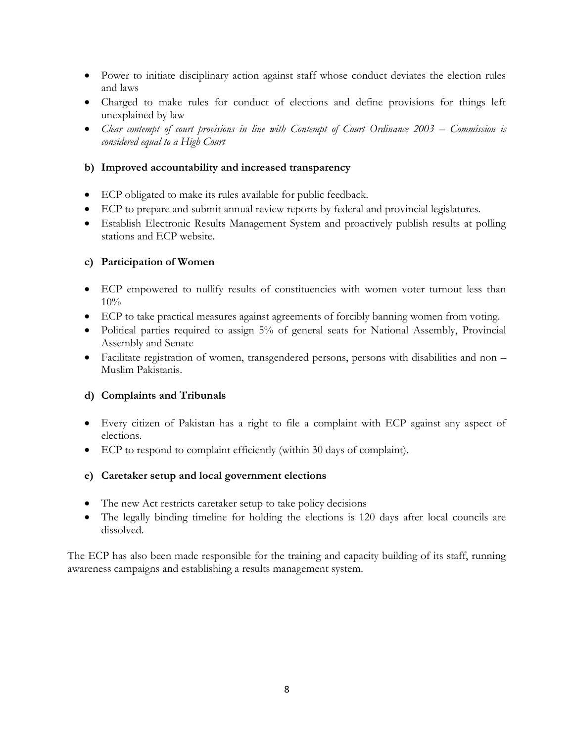- Power to initiate disciplinary action against staff whose conduct deviates the election rules and laws
- Charged to make rules for conduct of elections and define provisions for things left unexplained by law
- *Clear contempt of court provisions in line with Contempt of Court Ordinance 2003 – Commission is considered equal to a High Court*

**b) Improved accountability and increased transparency**

- ECP obligated to make its rules available for public feedback.
- ECP to prepare and submit annual review reports by federal and provincial legislatures.
- Establish Electronic Results Management System and proactively publish results at polling stations and ECP website.

**c) Participation of Women**

- ECP empowered to nullify results of constituencies with women voter turnout less than 10%
- ECP to take practical measures against agreements of forcibly banning women from voting.
- Political parties required to assign 5% of general seats for National Assembly, Provincial Assembly and Senate
- Facilitate registration of women, transgendered persons, persons with disabilities and non – Muslim Pakistanis.

**d) Complaints and Tribunals**

- Every citizen of Pakistan has a right to file a complaint with ECP against any aspect of elections.
- ECP to respond to complaint efficiently (within 30 days of complaint).

**e) Caretaker setup and local government elections**

- The new Act restricts caretaker setup to take policy decisions
- The legally binding timeline for holding the elections is 120 days after local councils are dissolved.

The ECP has also been made responsible for the training and capacity building of its staff, running awareness campaigns and establishing a results management system.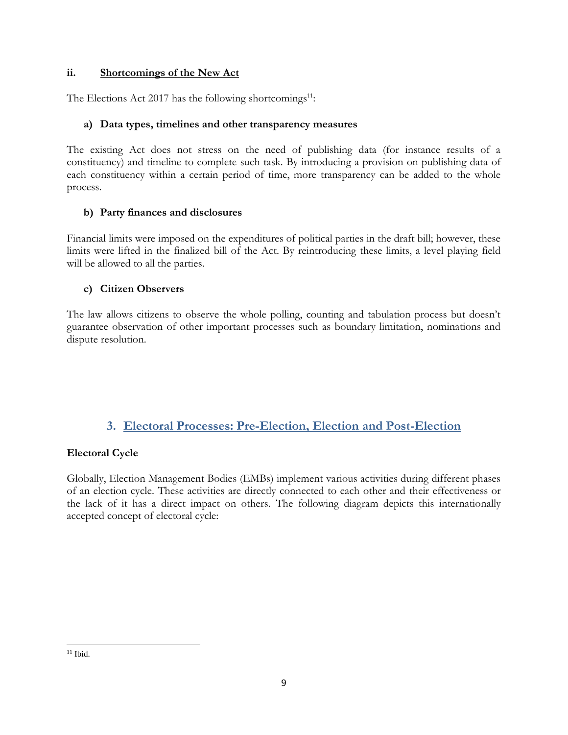### ii. Shortcomings of the New Act

The Elections Act 2017 has the following shortcomings[11]:

#### a) Data types, timelines and other transparency measures

The existing Act does not stress on the need of publishing data (for instance results of a constituency) and timeline to complete such task. By introducing a provision on publishing data of each constituency within a certain period of time, more transparency can be added to the whole process.

#### b) Party finances and disclosures

Financial limits were imposed on the expenditures of political parties in the draft bill; however, these limits were lifted in the finalized bill of the Act. By reintroducing these limits, a level playing field will be allowed to all the parties.

#### c) Citizen Observers

The law allows citizens to observe the whole polling, counting and tabulation process but doesn't guarantee observation of other important processes such as boundary limitation, nominations and dispute resolution.

## 3. Electoral Processes: Pre-Election, Election and Post-Election

**Electoral Cycle**

Globally, Election Management Bodies (EMBs) implement various activities during different phases of an election cycle. These activities are directly connected to each other and their effectiveness or the lack of it has a direct impact on others. The following diagram depicts this internationally accepted concept of electoral cycle:

[11] Ibid.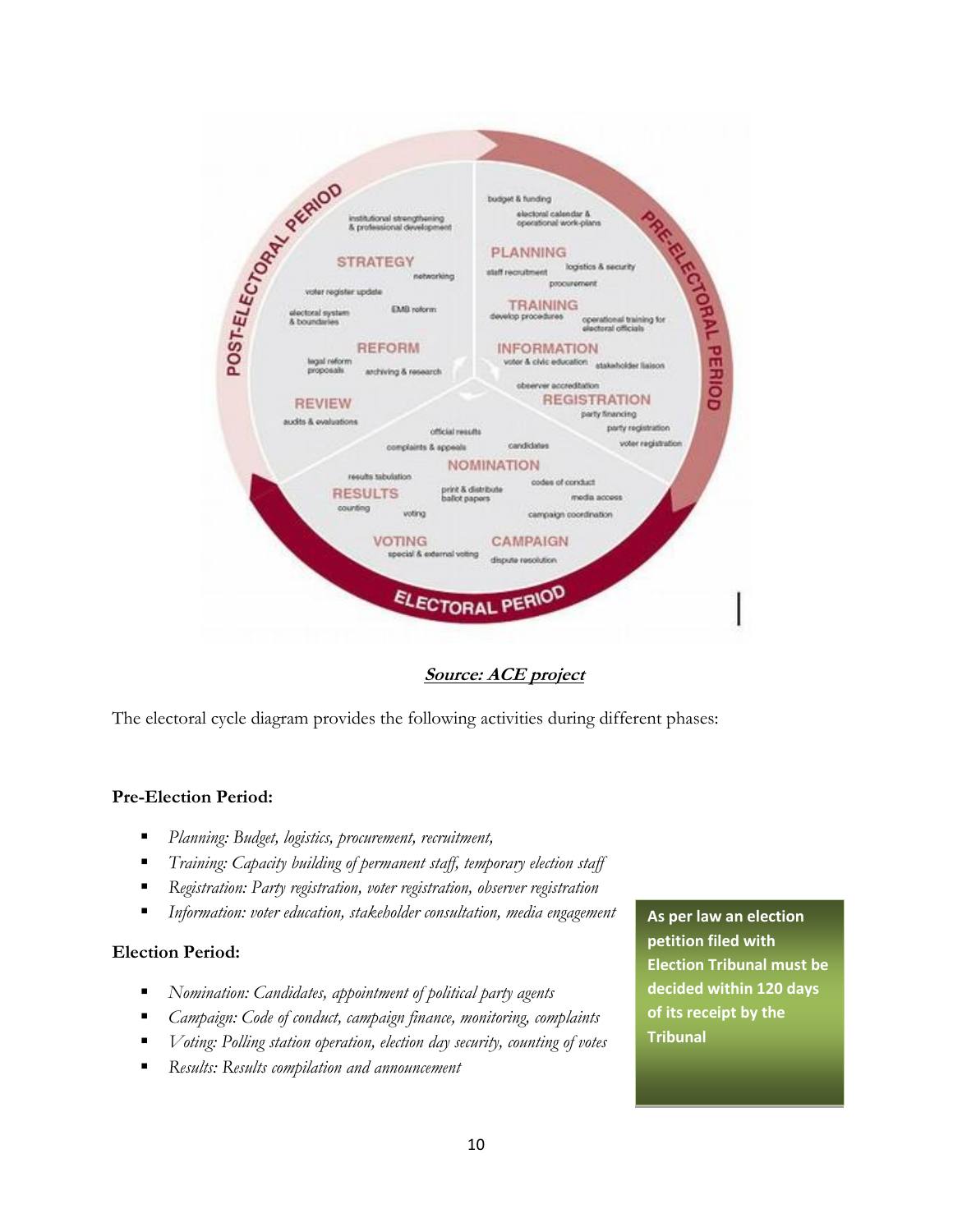**Source: ACE project**

The electoral cycle diagram provides the following activities during different phases:

**Pre-Election Period:**

- *Planning: Budget, logistics, procurement, recruitment,*
- *Training: Capacity building of permanent staff, temporary election staff*
- *Registration: Party registration, voter registration, observer registration*
- *Information: voter education, stakeholder consultation, media engagement*

**Election Period:**

- *Nomination: Candidates, appointment of political party agents*
- *Campaign: Code of conduct, campaign finance, monitoring, complaints*
- *Voting: Polling station operation, election day security, counting of votes*
- *Results: Results compilation and announcement*

**As per law an election petition filed with Election Tribunal must be decided within 120 days of its receipt by the Tribunal**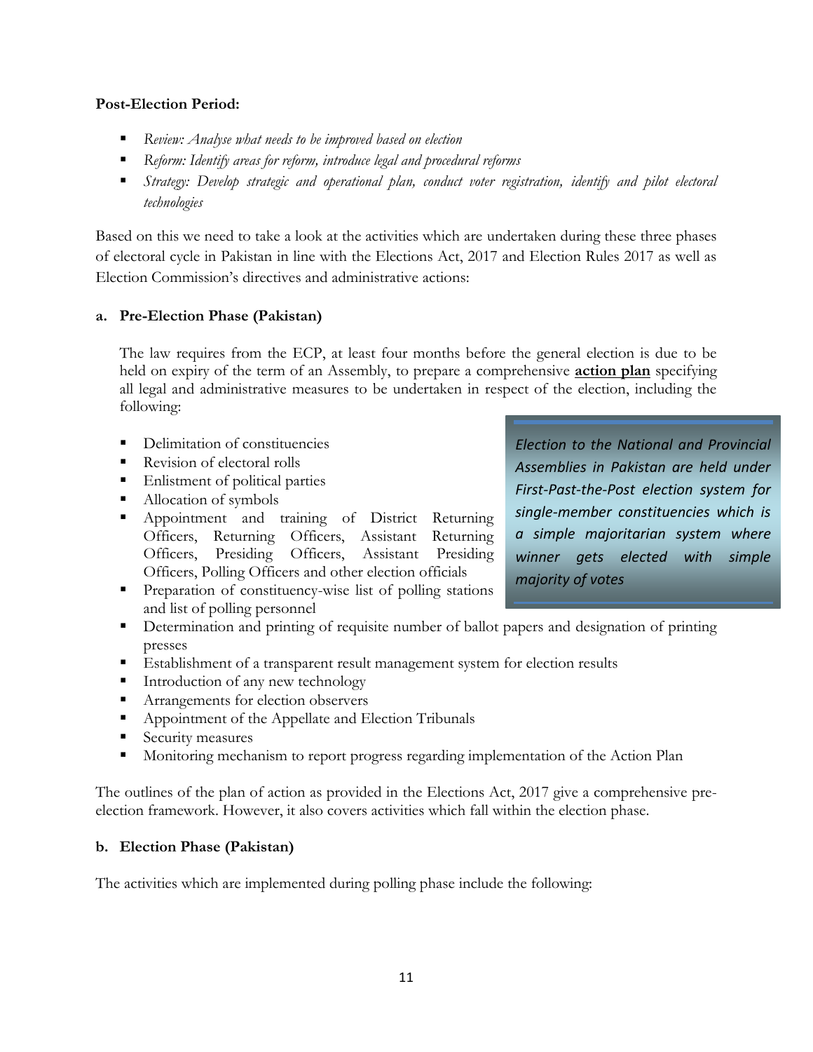**Post-Election Period:**

- *Review: Analyse what needs to be improved based on election*
- *Reform: Identify areas for reform, introduce legal and procedural reforms*
- *Strategy: Develop strategic and operational plan, conduct voter registration, identify and pilot electoral technologies*

Based on this we need to take a look at the activities which are undertaken during these three phases of electoral cycle in Pakistan in line with the Elections Act, 2017 and Election Rules 2017 as well as Election Commission's directives and administrative actions:

**a. Pre-Election Phase (Pakistan)**

The law requires from the ECP, at least four months before the general election is due to be held on expiry of the term of an Assembly, to prepare a comprehensive **action plan** specifying all legal and administrative measures to be undertaken in respect of the election, including the following:

> *Election to the National and Provincial Assemblies in Pakistan are held under First-Past-the-Post election system for single-member constituencies which is a simple majoritarian system where winner gets elected with simple majority of votes*

- Delimitation of constituencies
- Revision of electoral rolls
- Enlistment of political parties
- Allocation of symbols
- Appointment and training of District Returning Officers, Returning Officers, Assistant Returning Officers, Presiding Officers, Assistant Presiding Officers, Polling Officers and other election officials
- Preparation of constituency-wise list of polling stations and list of polling personnel
- Determination and printing of requisite number of ballot papers and designation of printing presses
- Establishment of a transparent result management system for election results
- Introduction of any new technology
- Arrangements for election observers
- Appointment of the Appellate and Election Tribunals
- Security measures
- Monitoring mechanism to report progress regarding implementation of the Action Plan

The outlines of the plan of action as provided in the Elections Act, 2017 give a comprehensive pre-election framework. However, it also covers activities which fall within the election phase.

**b. Election Phase (Pakistan)**

The activities which are implemented during polling phase include the following: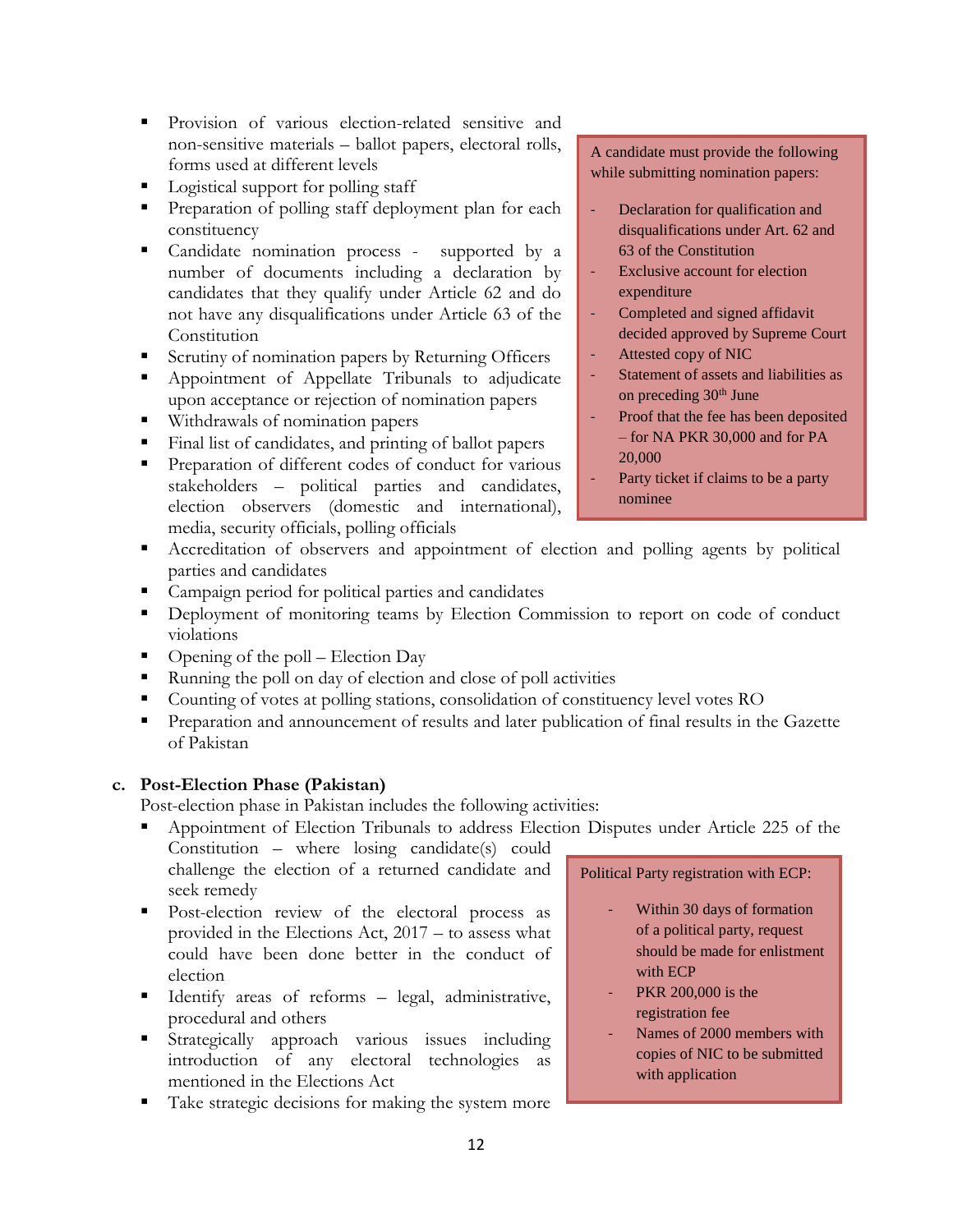- Provision of various election-related sensitive and non-sensitive materials – ballot papers, electoral rolls, forms used at different levels
- Logistical support for polling staff
- Preparation of polling staff deployment plan for each constituency
- Candidate nomination process - supported by a number of documents including a declaration by candidates that they qualify under Article 62 and do not have any disqualifications under Article 63 of the Constitution
- Scrutiny of nomination papers by Returning Officers
- Appointment of Appellate Tribunals to adjudicate upon acceptance or rejection of nomination papers
- Withdrawals of nomination papers
- Final list of candidates, and printing of ballot papers
- Preparation of different codes of conduct for various stakeholders – political parties and candidates, election observers (domestic and international), media, security officials, polling officials
- Accreditation of observers and appointment of election and polling agents by political parties and candidates
- Campaign period for political parties and candidates
- Deployment of monitoring teams by Election Commission to report on code of conduct violations
- Opening of the poll – Election Day
- Running the poll on day of election and close of poll activities
- Counting of votes at polling stations, consolidation of constituency level votes RO
- Preparation and announcement of results and later publication of final results in the Gazette of Pakistan

> A candidate must provide the following while submitting nomination papers:
>
> - Declaration for qualification and disqualifications under Art. 62 and 63 of the Constitution
> - Exclusive account for election expenditure
> - Completed and signed affidavit decided approved by Supreme Court
> - Attested copy of NIC
> - Statement of assets and liabilities as on preceding 30th June
> - Proof that the fee has been deposited – for NA PKR 30,000 and for PA 20,000
> - Party ticket if claims to be a party nominee

### c. Post-Election Phase (Pakistan)

Post-election phase in Pakistan includes the following activities:

- Appointment of Election Tribunals to address Election Disputes under Article 225 of the Constitution – where losing candidate(s) could challenge the election of a returned candidate and seek remedy
- Post-election review of the electoral process as provided in the Elections Act, 2017 – to assess what could have been done better in the conduct of election
- Identify areas of reforms – legal, administrative, procedural and others
- Strategically approach various issues including introduction of any electoral technologies as mentioned in the Elections Act
- Take strategic decisions for making the system more

> Political Party registration with ECP:
>
> - Within 30 days of formation of a political party, request should be made for enlistment with ECP
> - PKR 200,000 is the registration fee
> - Names of 2000 members with copies of NIC to be submitted with application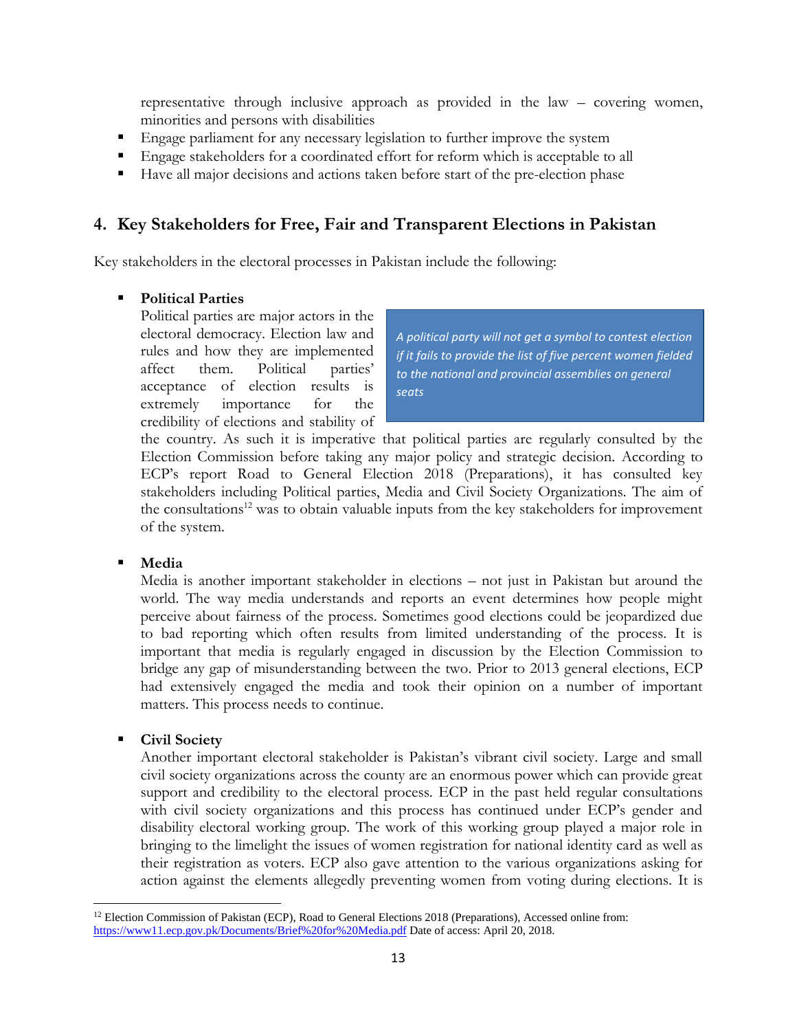representative through inclusive approach as provided in the law – covering women, minorities and persons with disabilities

- Engage parliament for any necessary legislation to further improve the system
- Engage stakeholders for a coordinated effort for reform which is acceptable to all
- Have all major decisions and actions taken before start of the pre-election phase

## 4. Key Stakeholders for Free, Fair and Transparent Elections in Pakistan

Key stakeholders in the electoral processes in Pakistan include the following:

- **Political Parties**
  Political parties are major actors in the electoral democracy. Election law and rules and how they are implemented affect them. Political parties' acceptance of election results is extremely importance for the credibility of elections and stability of the country. As such it is imperative that political parties are regularly consulted by the Election Commission before taking any major policy and strategic decision. According to ECP's report Road to General Election 2018 (Preparations), it has consulted key stakeholders including Political parties, Media and Civil Society Organizations. The aim of the consultations[12] was to obtain valuable inputs from the key stakeholders for improvement of the system.

  > *A political party will not get a symbol to contest election if it fails to provide the list of five percent women fielded to the national and provincial assemblies on general seats*

- **Media**
  Media is another important stakeholder in elections – not just in Pakistan but around the world. The way media understands and reports an event determines how people might perceive about fairness of the process. Sometimes good elections could be jeopardized due to bad reporting which often results from limited understanding of the process. It is important that media is regularly engaged in discussion by the Election Commission to bridge any gap of misunderstanding between the two. Prior to 2013 general elections, ECP had extensively engaged the media and took their opinion on a number of important matters. This process needs to continue.

- **Civil Society**
  Another important electoral stakeholder is Pakistan's vibrant civil society. Large and small civil society organizations across the county are an enormous power which can provide great support and credibility to the electoral process. ECP in the past held regular consultations with civil society organizations and this process has continued under ECP's gender and disability electoral working group. The work of this working group played a major role in bringing to the limelight the issues of women registration for national identity card as well as their registration as voters. ECP also gave attention to the various organizations asking for action against the elements allegedly preventing women from voting during elections. It is

---

[12] Election Commission of Pakistan (ECP), Road to General Elections 2018 (Preparations), Accessed online from: https://www11.ecp.gov.pk/Documents/Brief%20for%20Media.pdf Date of access: April 20, 2018.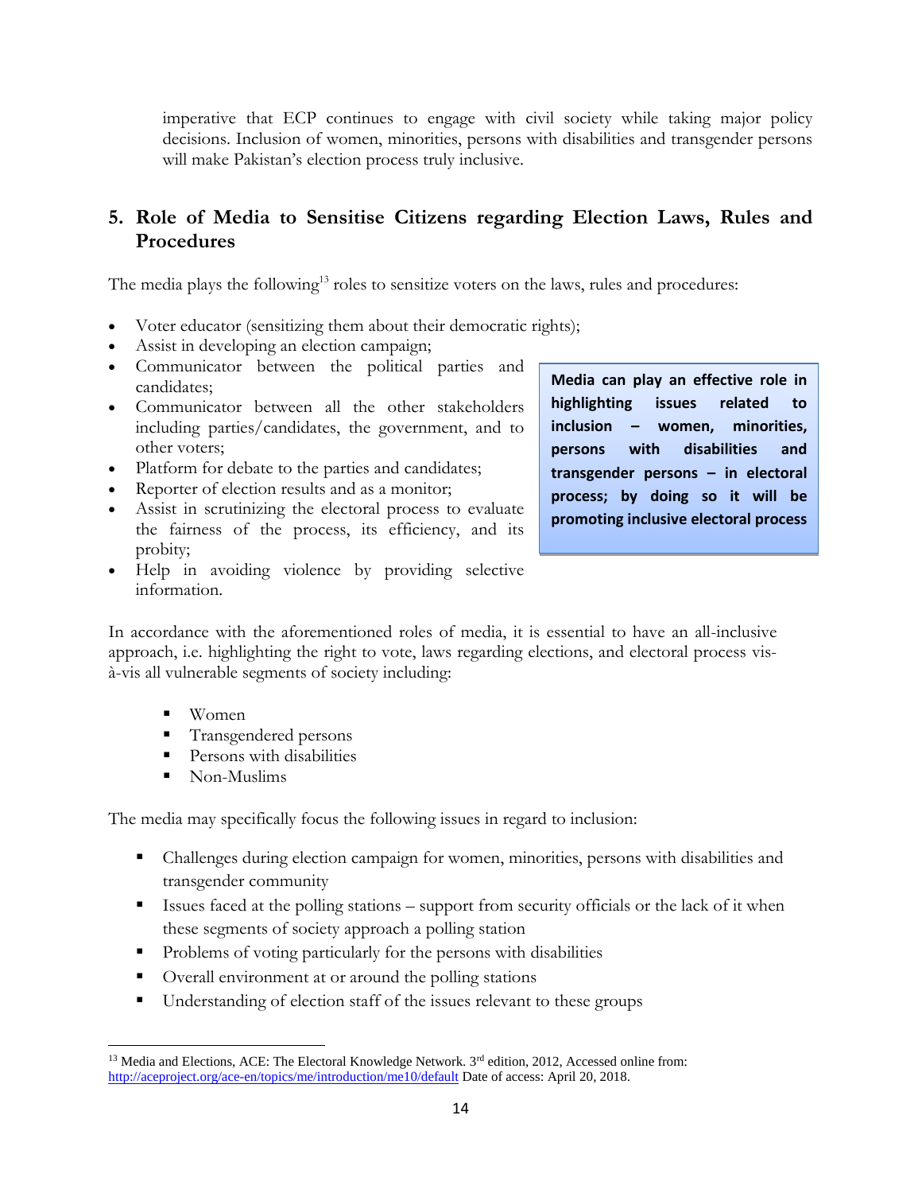imperative that ECP continues to engage with civil society while taking major policy decisions. Inclusion of women, minorities, persons with disabilities and transgender persons will make Pakistan's election process truly inclusive.

## 5. Role of Media to Sensitise Citizens regarding Election Laws, Rules and Procedures

The media plays the following[13] roles to sensitize voters on the laws, rules and procedures:

- Voter educator (sensitizing them about their democratic rights);
- Assist in developing an election campaign;
- Communicator between the political parties and candidates;
- Communicator between all the other stakeholders including parties/candidates, the government, and to other voters;
- Platform for debate to the parties and candidates;
- Reporter of election results and as a monitor;
- Assist in scrutinizing the electoral process to evaluate the fairness of the process, its efficiency, and its probity;
- Help in avoiding violence by providing selective information.

**Media can play an effective role in highlighting issues related to inclusion – women, minorities, persons with disabilities and transgender persons – in electoral process; by doing so it will be promoting inclusive electoral process**

In accordance with the aforementioned roles of media, it is essential to have an all-inclusive approach, i.e. highlighting the right to vote, laws regarding elections, and electoral process vis-à-vis all vulnerable segments of society including:

- Women
- Transgendered persons
- Persons with disabilities
- Non-Muslims

The media may specifically focus the following issues in regard to inclusion:

- Challenges during election campaign for women, minorities, persons with disabilities and transgender community
- Issues faced at the polling stations – support from security officials or the lack of it when these segments of society approach a polling station
- Problems of voting particularly for the persons with disabilities
- Overall environment at or around the polling stations
- Understanding of election staff of the issues relevant to these groups

---

[13] Media and Elections, ACE: The Electoral Knowledge Network. 3rd edition, 2012, Accessed online from: http://aceproject.org/ace-en/topics/me/introduction/me10/default Date of access: April 20, 2018.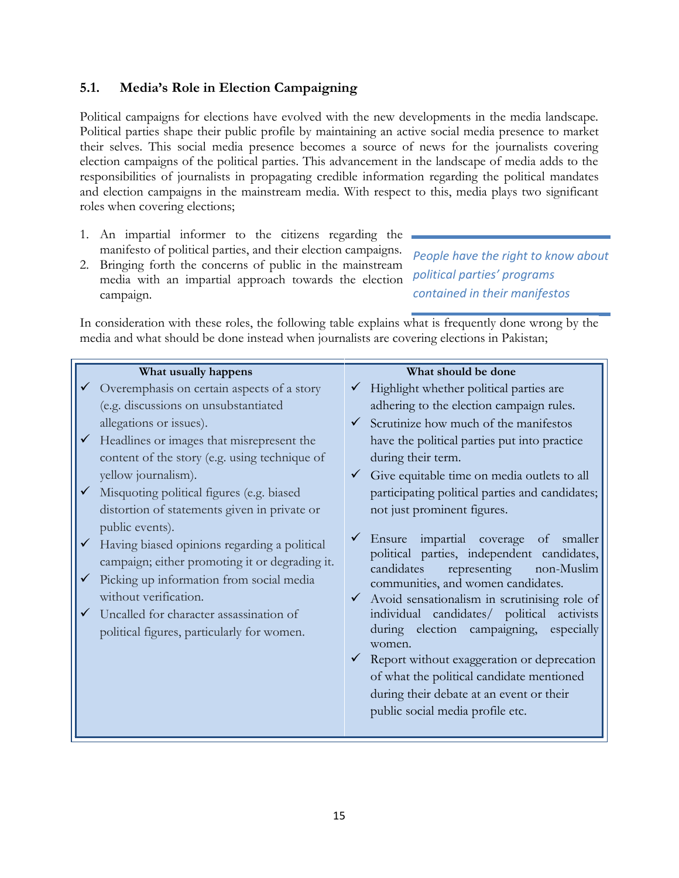### 5.1. Media's Role in Election Campaigning

Political campaigns for elections have evolved with the new developments in the media landscape. Political parties shape their public profile by maintaining an active social media presence to market their selves. This social media presence becomes a source of news for the journalists covering election campaigns of the political parties. This advancement in the landscape of media adds to the responsibilities of journalists in propagating credible information regarding the political mandates and election campaigns in the mainstream media. With respect to this, media plays two significant roles when covering elections;

1. An impartial informer to the citizens regarding the manifesto of political parties, and their election campaigns.
2. Bringing forth the concerns of public in the mainstream media with an impartial approach towards the election campaign.

*People have the right to know about political parties' programs contained in their manifestos*

In consideration with these roles, the following table explains what is frequently done wrong by the media and what should be done instead when journalists are covering elections in Pakistan;

| What usually happens | What should be done |
|---|---|
| ✓ Overemphasis on certain aspects of a story (e.g. discussions on unsubstantiated allegations or issues).<br>✓ Headlines or images that misrepresent the content of the story (e.g. using technique of yellow journalism).<br>✓ Misquoting political figures (e.g. biased distortion of statements given in private or public events).<br>✓ Having biased opinions regarding a political campaign; either promoting it or degrading it.<br>✓ Picking up information from social media without verification.<br>✓ Uncalled for character assassination of political figures, particularly for women. | ✓ Highlight whether political parties are adhering to the election campaign rules.<br>✓ Scrutinize how much of the manifestos have the political parties put into practice during their term.<br>✓ Give equitable time on media outlets to all participating political parties and candidates; not just prominent figures.<br>✓ Ensure impartial coverage of smaller political parties, independent candidates, candidates representing non-Muslim communities, and women candidates.<br>✓ Avoid sensationalism in scrutinising role of individual candidates/ political activists during election campaigning, especially women.<br>✓ Report without exaggeration or deprecation of what the political candidate mentioned during their debate at an event or their public social media profile etc. |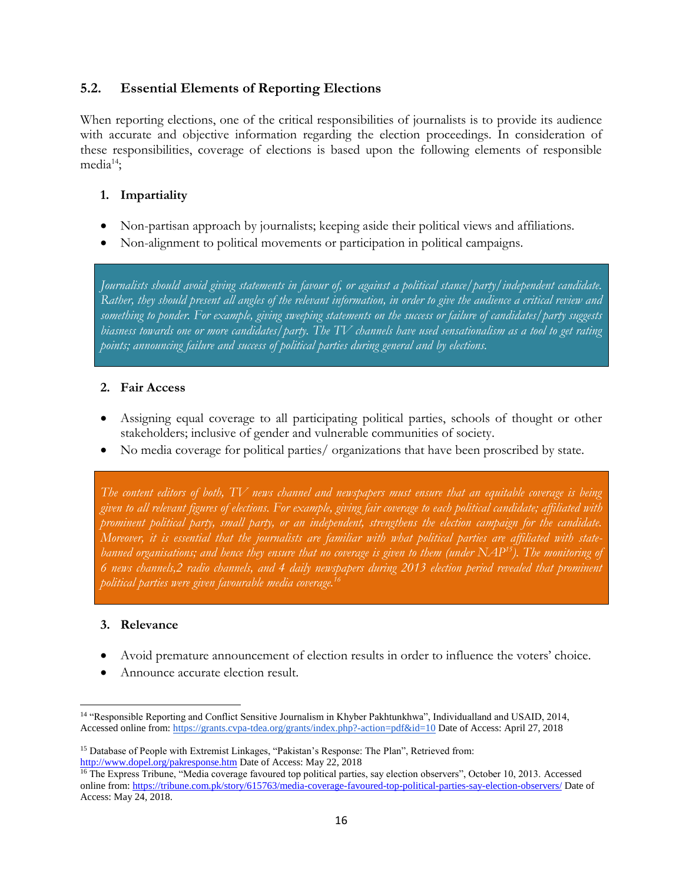## 5.2. Essential Elements of Reporting Elections

When reporting elections, one of the critical responsibilities of journalists is to provide its audience with accurate and objective information regarding the election proceedings. In consideration of these responsibilities, coverage of elections is based upon the following elements of responsible media[14];

### 1. Impartiality

- Non-partisan approach by journalists; keeping aside their political views and affiliations.
- Non-alignment to political movements or participation in political campaigns.

> *Journalists should avoid giving statements in favour of, or against a political stance/party/independent candidate. Rather, they should present all angles of the relevant information, in order to give the audience a critical review and something to ponder. For example, giving sweeping statements on the success or failure of candidates/party suggests biasness towards one or more candidates/party. The TV channels have used sensationalism as a tool to get rating points; announcing failure and success of political parties during general and by elections.*

### 2. Fair Access

- Assigning equal coverage to all participating political parties, schools of thought or other stakeholders; inclusive of gender and vulnerable communities of society.
- No media coverage for political parties/ organizations that have been proscribed by state.

> *The content editors of both, TV news channel and newspapers must ensure that an equitable coverage is being given to all relevant figures of elections. For example, giving fair coverage to each political candidate; affiliated with prominent political party, small party, or an independent, strengthens the election campaign for the candidate. Moreover, it is essential that the journalists are familiar with what political parties are affiliated with state-banned organisations; and hence they ensure that no coverage is given to them (under NAP[15]). The monitoring of 6 news channels,2 radio channels, and 4 daily newspapers during 2013 election period revealed that prominent political parties were given favourable media coverage.[16]*

### 3. Relevance

- Avoid premature announcement of election results in order to influence the voters' choice.
- Announce accurate election result.

---

[14] "Responsible Reporting and Conflict Sensitive Journalism in Khyber Pakhtunkhwa", Individualland and USAID, 2014, Accessed online from: https://grants.cvpa-tdea.org/grants/index.php?-action=pdf&id=10 Date of Access: April 27, 2018

[15] Database of People with Extremist Linkages, "Pakistan's Response: The Plan", Retrieved from: http://www.dopel.org/pakresponse.htm Date of Access: May 22, 2018

[16] The Express Tribune, "Media coverage favoured top political parties, say election observers", October 10, 2013. Accessed online from: https://tribune.com.pk/story/615763/media-coverage-favoured-top-political-parties-say-election-observers/ Date of Access: May 24, 2018.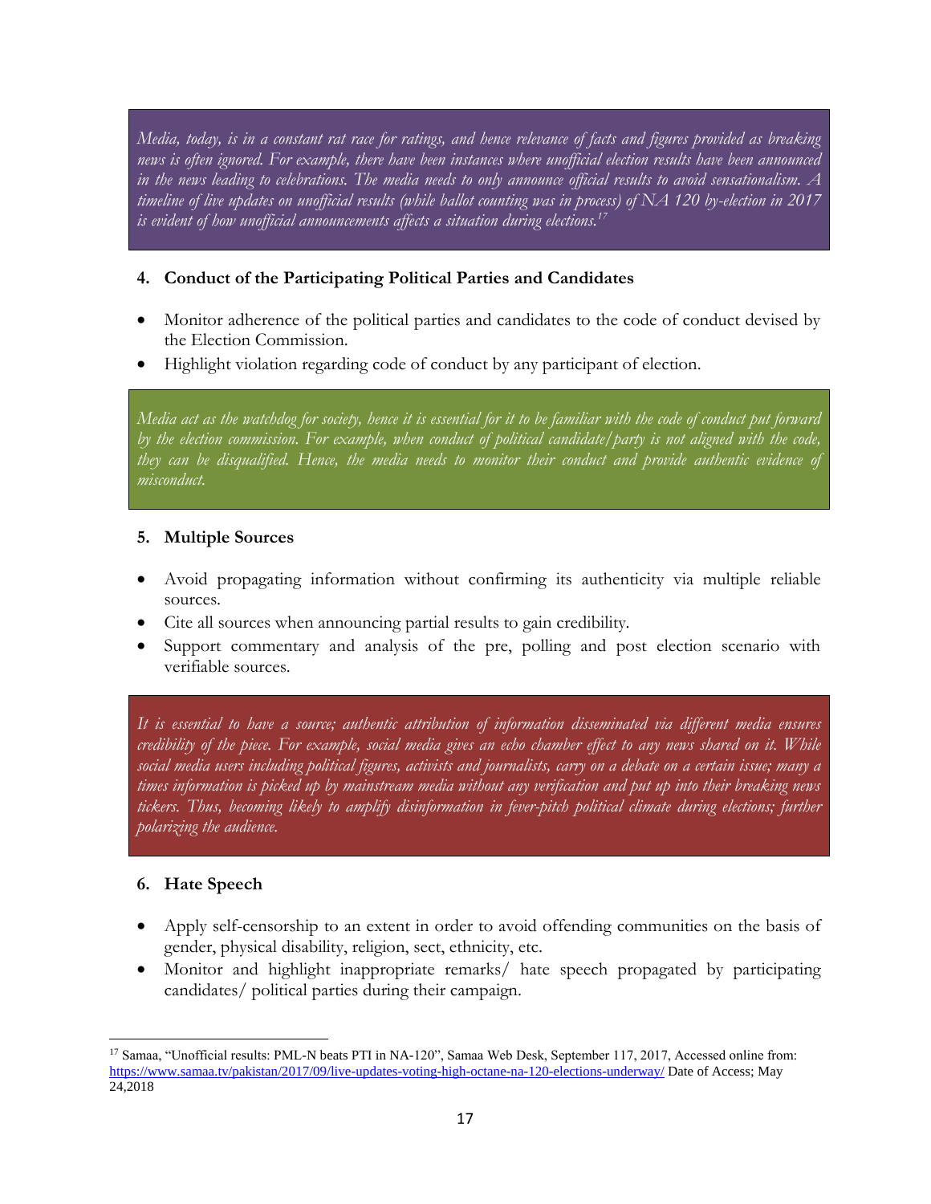*Media, today, is in a constant rat race for ratings, and hence relevance of facts and figures provided as breaking news is often ignored. For example, there have been instances where unofficial election results have been announced in the news leading to celebrations. The media needs to only announce official results to avoid sensationalism. A timeline of live updates on unofficial results (while ballot counting was in process) of NA 120 by-election in 2017 is evident of how unofficial announcements affects a situation during elections.*[17]

**4. Conduct of the Participating Political Parties and Candidates**

- Monitor adherence of the political parties and candidates to the code of conduct devised by the Election Commission.
- Highlight violation regarding code of conduct by any participant of election.

*Media act as the watchdog for society, hence it is essential for it to be familiar with the code of conduct put forward by the election commission. For example, when conduct of political candidate/party is not aligned with the code, they can be disqualified. Hence, the media needs to monitor their conduct and provide authentic evidence of misconduct.*

**5. Multiple Sources**

- Avoid propagating information without confirming its authenticity via multiple reliable sources.
- Cite all sources when announcing partial results to gain credibility.
- Support commentary and analysis of the pre, polling and post election scenario with verifiable sources.

*It is essential to have a source; authentic attribution of information disseminated via different media ensures credibility of the piece. For example, social media gives an echo chamber effect to any news shared on it. While social media users including political figures, activists and journalists, carry on a debate on a certain issue; many a times information is picked up by mainstream media without any verification and put up into their breaking news tickers. Thus, becoming likely to amplify disinformation in fever-pitch political climate during elections; further polarizing the audience.*

**6. Hate Speech**

- Apply self-censorship to an extent in order to avoid offending communities on the basis of gender, physical disability, religion, sect, ethnicity, etc.
- Monitor and highlight inappropriate remarks/ hate speech propagated by participating candidates/ political parties during their campaign.

---

[17] Samaa, "Unofficial results: PML-N beats PTI in NA-120", Samaa Web Desk, September 117, 2017, Accessed online from: https://www.samaa.tv/pakistan/2017/09/live-updates-voting-high-octane-na-120-elections-underway/ Date of Access; May 24,2018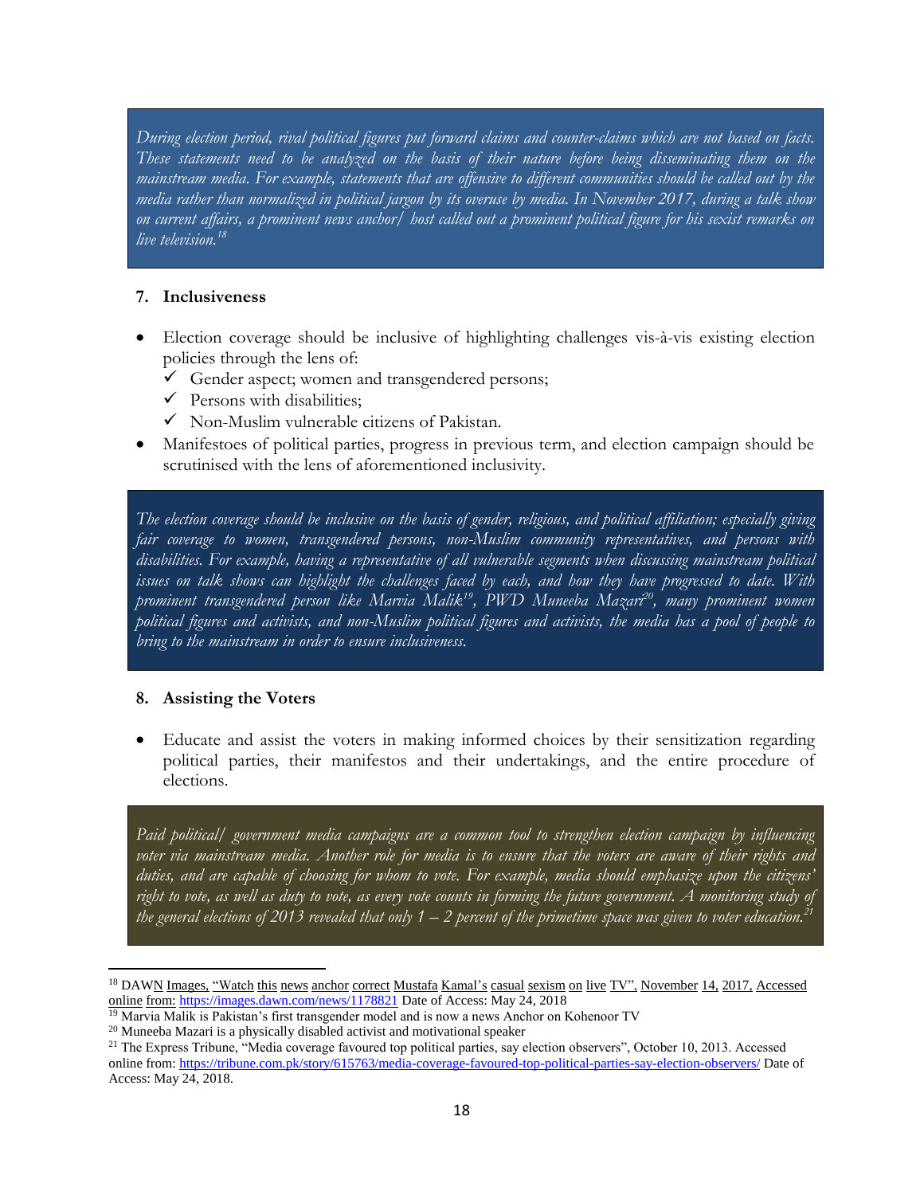*During election period, rival political figures put forward claims and counter-claims which are not based on facts. These statements need to be analyzed on the basis of their nature before being disseminating them on the mainstream media. For example, statements that are offensive to different communities should be called out by the media rather than normalized in political jargon by its overuse by media. In November 2017, during a talk show on current affairs, a prominent news anchor/ host called out a prominent political figure for his sexist remarks on live television.*[18]

## 7. Inclusiveness

- Election coverage should be inclusive of highlighting challenges vis-à-vis existing election policies through the lens of:
  - ✓ Gender aspect; women and transgendered persons;
  - ✓ Persons with disabilities;
  - ✓ Non-Muslim vulnerable citizens of Pakistan.
- Manifestoes of political parties, progress in previous term, and election campaign should be scrutinised with the lens of aforementioned inclusivity.

*The election coverage should be inclusive on the basis of gender, religious, and political affiliation; especially giving fair coverage to women, transgendered persons, non-Muslim community representatives, and persons with disabilities. For example, having a representative of all vulnerable segments when discussing mainstream political issues on talk shows can highlight the challenges faced by each, and how they have progressed to date. With prominent transgendered person like Marvia Malik*[19]*, PWD Muneeba Mazari*[20]*, many prominent women political figures and activists, and non-Muslim political figures and activists, the media has a pool of people to bring to the mainstream in order to ensure inclusiveness.*

## 8. Assisting the Voters

- Educate and assist the voters in making informed choices by their sensitization regarding political parties, their manifestos and their undertakings, and the entire procedure of elections.

*Paid political/ government media campaigns are a common tool to strengthen election campaign by influencing voter via mainstream media. Another role for media is to ensure that the voters are aware of their rights and duties, and are capable of choosing for whom to vote. For example, media should emphasize upon the citizens' right to vote, as well as duty to vote, as every vote counts in forming the future government. A monitoring study of the general elections of 2013 revealed that only 1 – 2 percent of the primetime space was given to voter education.*[21]

---

[18] DAWN Images, "Watch this news anchor correct Mustafa Kamal's casual sexism on live TV", November 14, 2017, Accessed online from: https://images.dawn.com/news/1178821 Date of Access: May 24, 2018

[19] Marvia Malik is Pakistan's first transgender model and is now a news Anchor on Kohenoor TV

[20] Muneeba Mazari is a physically disabled activist and motivational speaker

[21] The Express Tribune, "Media coverage favoured top political parties, say election observers", October 10, 2013. Accessed online from: https://tribune.com.pk/story/615763/media-coverage-favoured-top-political-parties-say-election-observers/ Date of Access: May 24, 2018.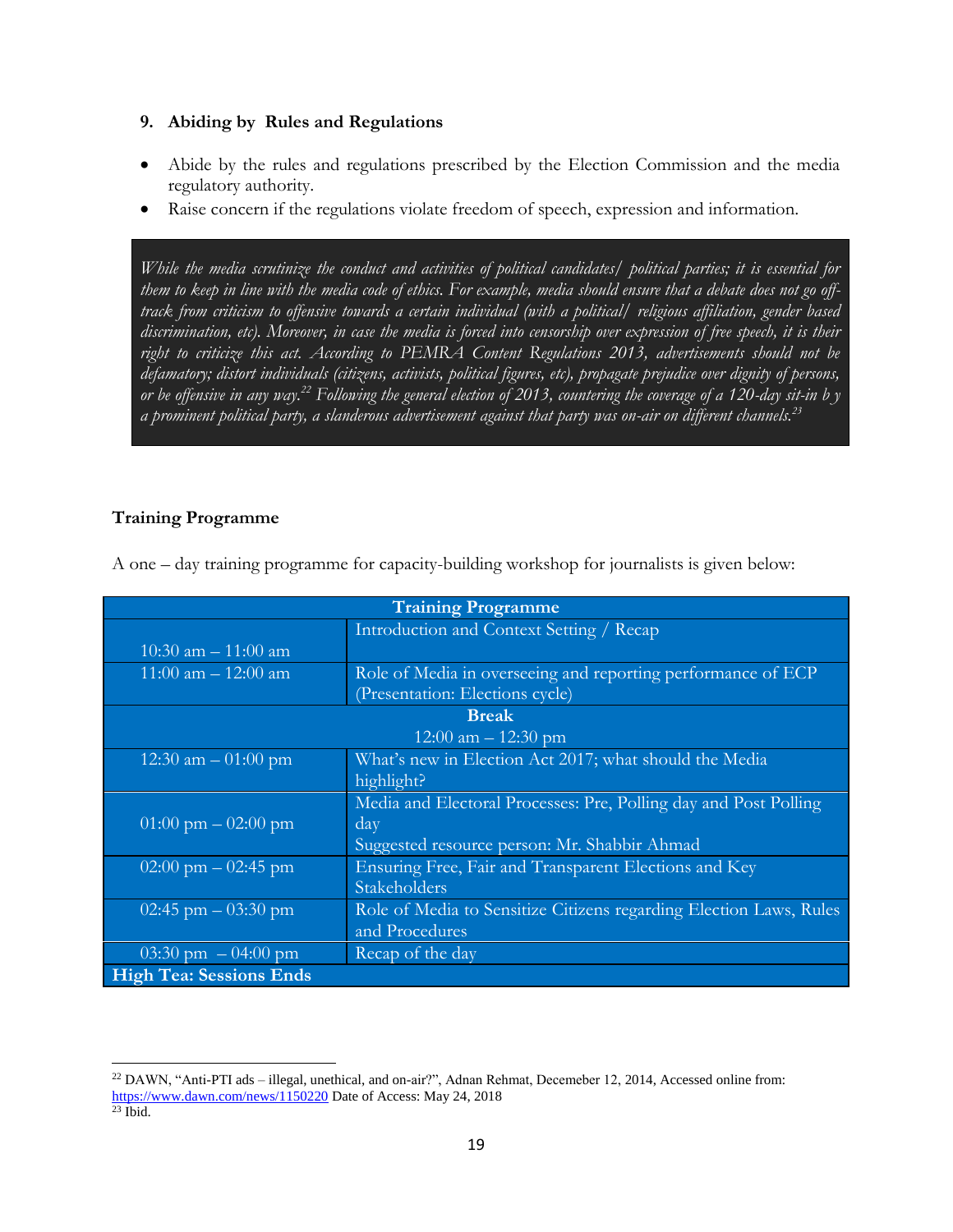**9. Abiding by Rules and Regulations**

- Abide by the rules and regulations prescribed by the Election Commission and the media regulatory authority.
- Raise concern if the regulations violate freedom of speech, expression and information.

*While the media scrutinize the conduct and activities of political candidates/ political parties; it is essential for them to keep in line with the media code of ethics. For example, media should ensure that a debate does not go off-track from criticism to offensive towards a certain individual (with a political/ religious affiliation, gender based discrimination, etc). Moreover, in case the media is forced into censorship over expression of free speech, it is their right to criticize this act. According to PEMRA Content Regulations 2013, advertisements should not be defamatory; distort individuals (citizens, activists, political figures, etc), propagate prejudice over dignity of persons, or be offensive in any way.[22] Following the general election of 2013, countering the coverage of a 120-day sit-in b y a prominent political party, a slanderous advertisement against that party was on-air on different channels.[23]*

**Training Programme**

A one – day training programme for capacity-building workshop for journalists is given below:

| **Training Programme** | |
|---|---|
| 10:30 am – 11:00 am | Introduction and Context Setting / Recap |
| 11:00 am – 12:00 am | Role of Media in overseeing and reporting performance of ECP (Presentation: Elections cycle) |
| **Break** 12:00 am – 12:30 pm | |
| 12:30 am – 01:00 pm | What's new in Election Act 2017; what should the Media highlight? |
| 01:00 pm – 02:00 pm | Media and Electoral Processes: Pre, Polling day and Post Polling day<br>Suggested resource person: Mr. Shabbir Ahmad |
| 02:00 pm – 02:45 pm | Ensuring Free, Fair and Transparent Elections and Key Stakeholders |
| 02:45 pm – 03:30 pm | Role of Media to Sensitize Citizens regarding Election Laws, Rules and Procedures |
| 03:30 pm – 04:00 pm | Recap of the day |
| **High Tea: Sessions Ends** | |

[22] DAWN, "Anti-PTI ads – illegal, unethical, and on-air?", Adnan Rehmat, Decemeber 12, 2014, Accessed online from: https://www.dawn.com/news/1150220 Date of Access: May 24, 2018

[23] Ibid.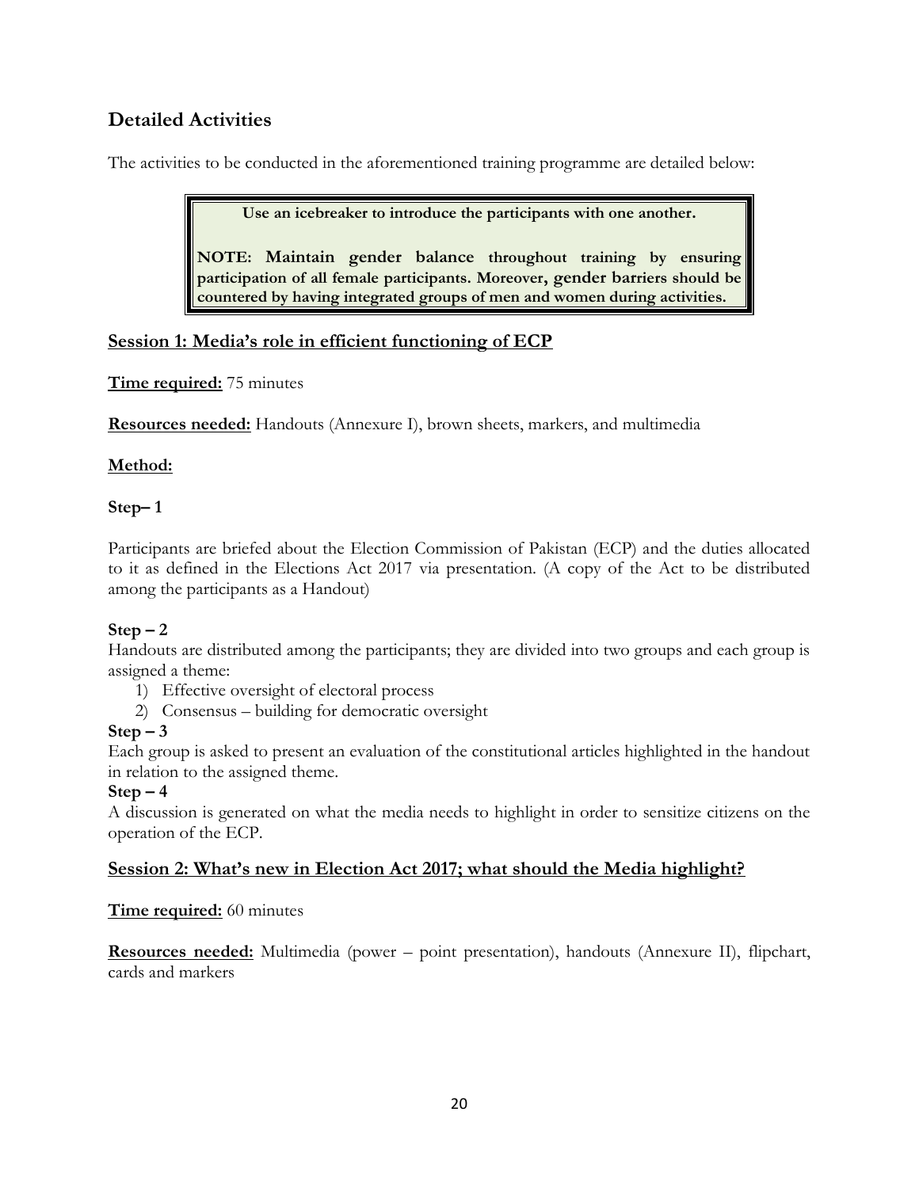## Detailed Activities

The activities to be conducted in the aforementioned training programme are detailed below:

> **Use an icebreaker to introduce the participants with one another.**
>
> **NOTE: Maintain gender balance throughout training by ensuring participation of all female participants. Moreover, gender barriers should be countered by having integrated groups of men and women during activities.**

### Session 1: Media's role in efficient functioning of ECP

**Time required:** 75 minutes

**Resources needed:** Handouts (Annexure I), brown sheets, markers, and multimedia

**Method:**

**Step– 1**

Participants are briefed about the Election Commission of Pakistan (ECP) and the duties allocated to it as defined in the Elections Act 2017 via presentation. (A copy of the Act to be distributed among the participants as a Handout)

**Step – 2**

Handouts are distributed among the participants; they are divided into two groups and each group is assigned a theme:

1) Effective oversight of electoral process
2) Consensus – building for democratic oversight

**Step – 3**

Each group is asked to present an evaluation of the constitutional articles highlighted in the handout in relation to the assigned theme.

**Step – 4**

A discussion is generated on what the media needs to highlight in order to sensitize citizens on the operation of the ECP.

### Session 2: What's new in Election Act 2017; what should the Media highlight?

**Time required:** 60 minutes

**Resources needed:** Multimedia (power – point presentation), handouts (Annexure II), flipchart, cards and markers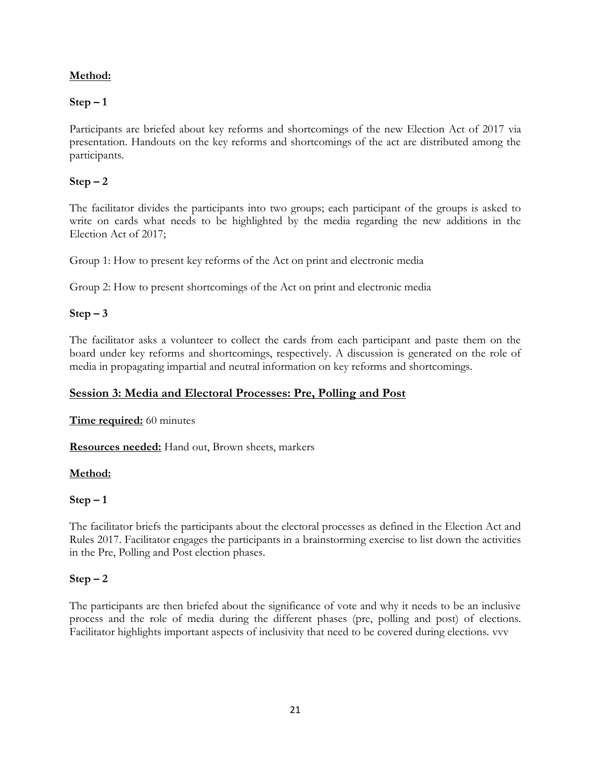**Method:**

**Step – 1**

Participants are briefed about key reforms and shortcomings of the new Election Act of 2017 via presentation. Handouts on the key reforms and shortcomings of the act are distributed among the participants.

**Step – 2**

The facilitator divides the participants into two groups; each participant of the groups is asked to write on cards what needs to be highlighted by the media regarding the new additions in the Election Act of 2017;

Group 1: How to present key reforms of the Act on print and electronic media

Group 2: How to present shortcomings of the Act on print and electronic media

**Step – 3**

The facilitator asks a volunteer to collect the cards from each participant and paste them on the board under key reforms and shortcomings, respectively. A discussion is generated on the role of media in propagating impartial and neutral information on key reforms and shortcomings.

## Session 3: Media and Electoral Processes: Pre, Polling and Post

**Time required:** 60 minutes

**Resources needed:** Hand out, Brown sheets, markers

**Method:**

**Step – 1**

The facilitator briefs the participants about the electoral processes as defined in the Election Act and Rules 2017. Facilitator engages the participants in a brainstorming exercise to list down the activities in the Pre, Polling and Post election phases.

**Step – 2**

The participants are then briefed about the significance of vote and why it needs to be an inclusive process and the role of media during the different phases (pre, polling and post) of elections. Facilitator highlights important aspects of inclusivity that need to be covered during elections. vvv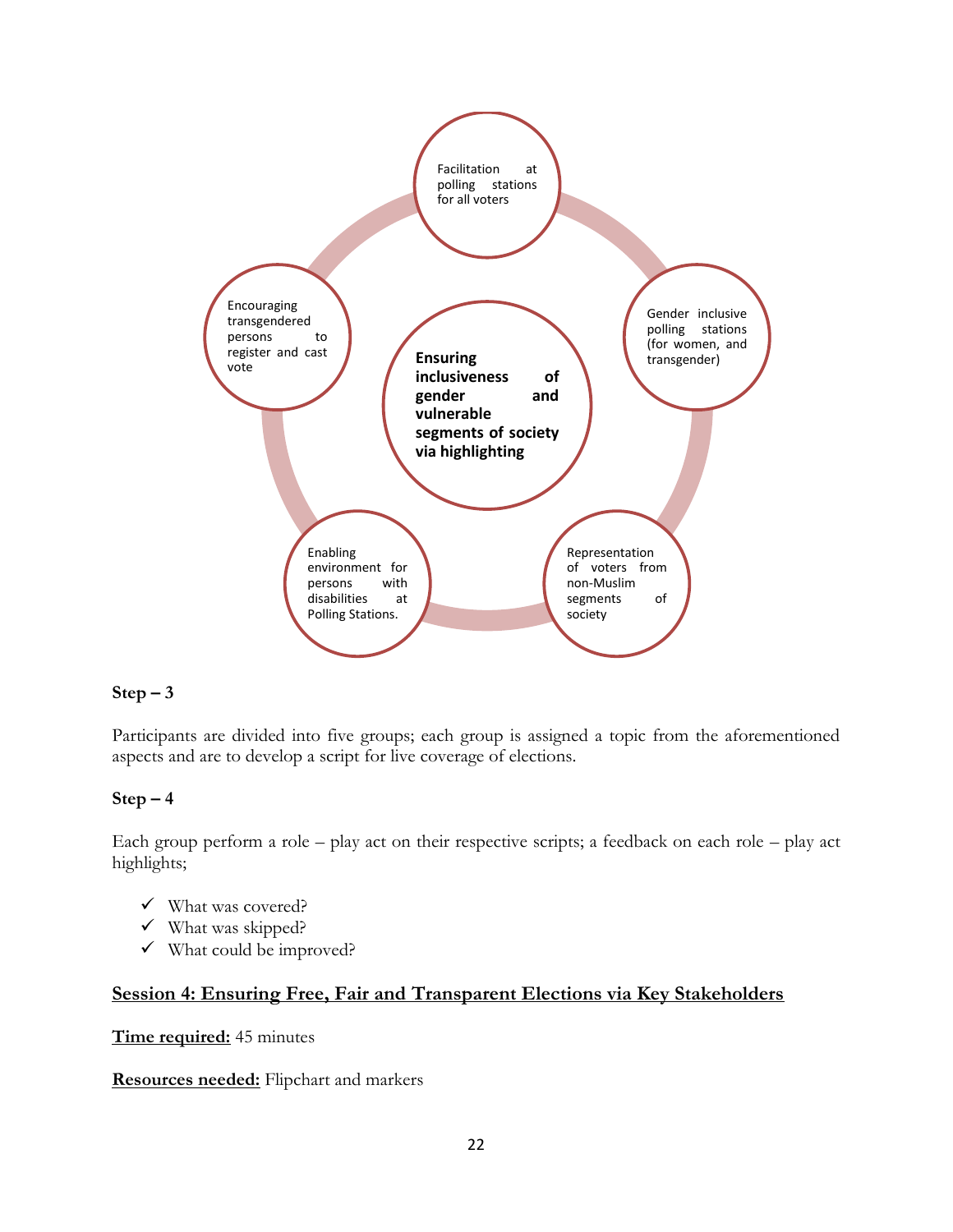**Ensuring inclusiveness of gender and vulnerable segments of society via highlighting**

- Facilitation at polling stations for all voters
- Gender inclusive polling stations (for women, and transgender)
- Representation of voters from non-Muslim segments of society
- Enabling environment for persons with disabilities at Polling Stations.
- Encouraging transgendered persons to register and cast vote

**Step – 3**

Participants are divided into five groups; each group is assigned a topic from the aforementioned aspects and are to develop a script for live coverage of elections.

**Step – 4**

Each group perform a role – play act on their respective scripts; a feedback on each role – play act highlights;

- ✓ What was covered?
- ✓ What was skipped?
- ✓ What could be improved?

## Session 4: Ensuring Free, Fair and Transparent Elections via Key Stakeholders

**Time required:** 45 minutes

**Resources needed:** Flipchart and markers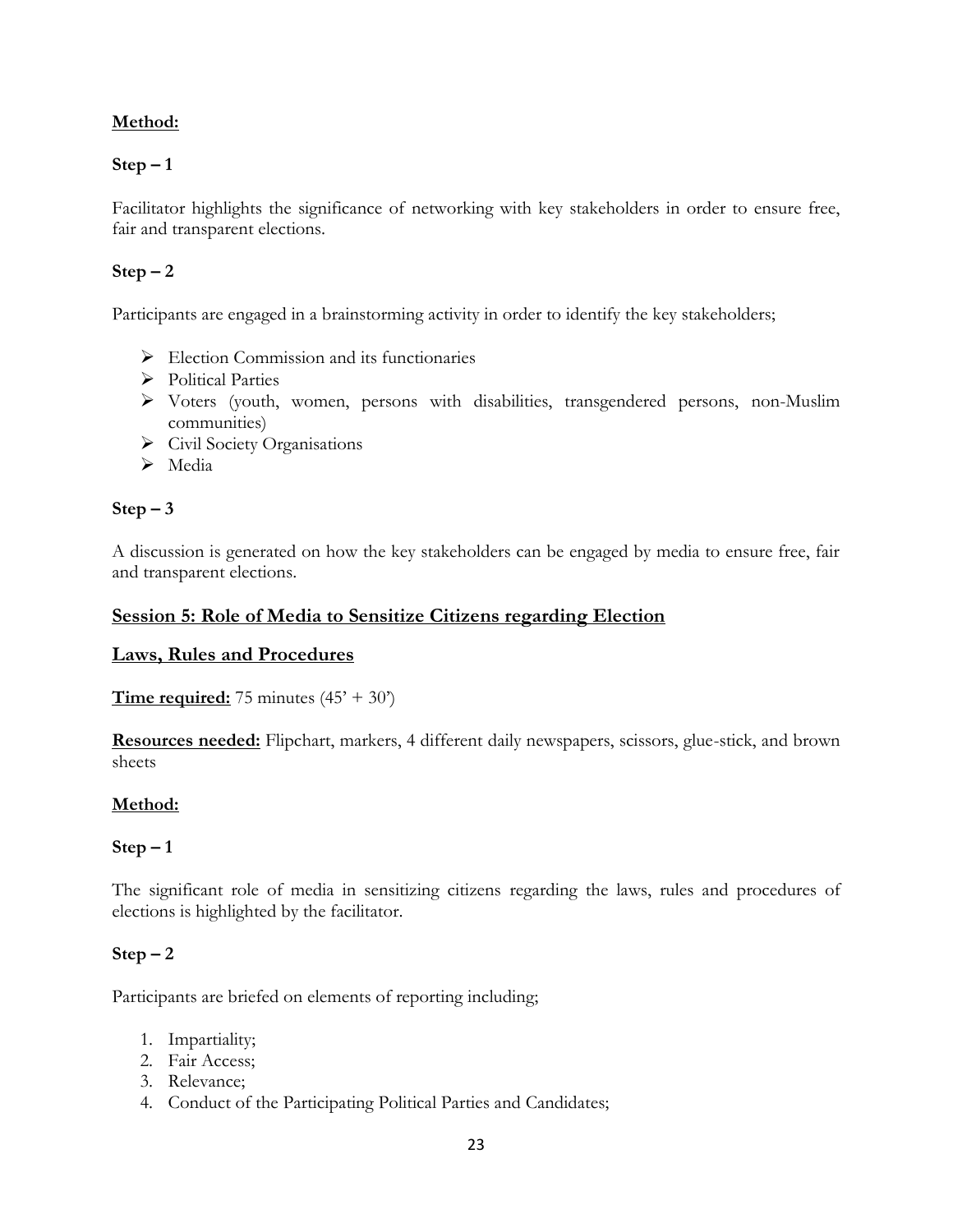**Method:**

**Step – 1**

Facilitator highlights the significance of networking with key stakeholders in order to ensure free, fair and transparent elections.

**Step – 2**

Participants are engaged in a brainstorming activity in order to identify the key stakeholders;

- Election Commission and its functionaries
- Political Parties
- Voters (youth, women, persons with disabilities, transgendered persons, non-Muslim communities)
- Civil Society Organisations
- Media

**Step – 3**

A discussion is generated on how the key stakeholders can be engaged by media to ensure free, fair and transparent elections.

## Session 5: Role of Media to Sensitize Citizens regarding Election Laws, Rules and Procedures

**Time required:** 75 minutes (45' + 30')

**Resources needed:** Flipchart, markers, 4 different daily newspapers, scissors, glue-stick, and brown sheets

**Method:**

**Step – 1**

The significant role of media in sensitizing citizens regarding the laws, rules and procedures of elections is highlighted by the facilitator.

**Step – 2**

Participants are briefed on elements of reporting including;

1. Impartiality;
2. Fair Access;
3. Relevance;
4. Conduct of the Participating Political Parties and Candidates;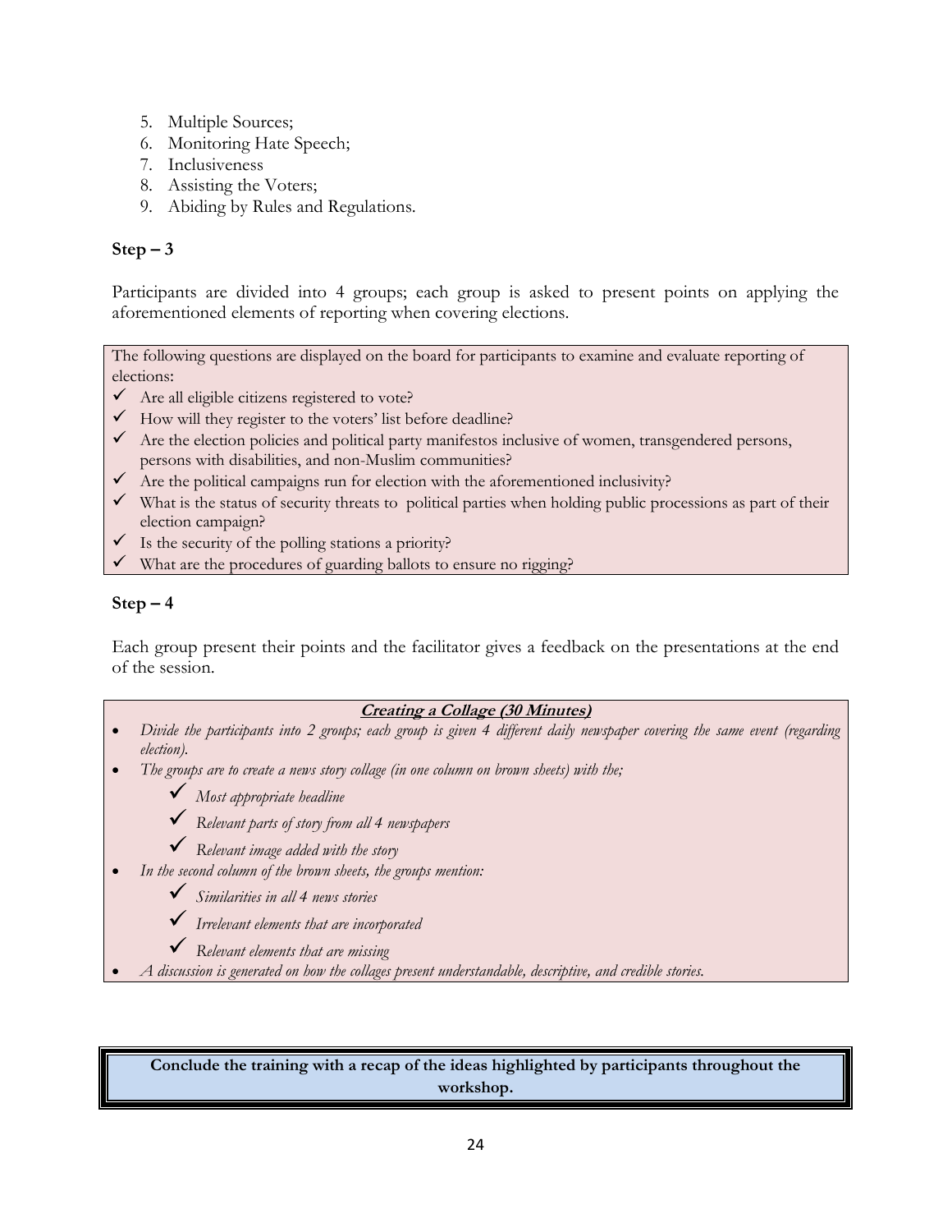5. Multiple Sources;
6. Monitoring Hate Speech;
7. Inclusiveness
8. Assisting the Voters;
9. Abiding by Rules and Regulations.

**Step – 3**

Participants are divided into 4 groups; each group is asked to present points on applying the aforementioned elements of reporting when covering elections.

The following questions are displayed on the board for participants to examine and evaluate reporting of elections:

- ✓ Are all eligible citizens registered to vote?
- ✓ How will they register to the voters' list before deadline?
- ✓ Are the election policies and political party manifestos inclusive of women, transgendered persons, persons with disabilities, and non-Muslim communities?
- ✓ Are the political campaigns run for election with the aforementioned inclusivity?
- ✓ What is the status of security threats to political parties when holding public processions as part of their election campaign?
- ✓ Is the security of the polling stations a priority?
- ✓ What are the procedures of guarding ballots to ensure no rigging?

**Step – 4**

Each group present their points and the facilitator gives a feedback on the presentations at the end of the session.

***Creating a Collage (30 Minutes)***

- *Divide the participants into 2 groups; each group is given 4 different daily newspaper covering the same event (regarding election).*
- *The groups are to create a news story collage (in one column on brown sheets) with the;*
  - ✓ *Most appropriate headline*
  - ✓ *Relevant parts of story from all 4 newspapers*
  - ✓ *Relevant image added with the story*
- *In the second column of the brown sheets, the groups mention:*
  - ✓ *Similarities in all 4 news stories*
  - ✓ *Irrelevant elements that are incorporated*
  - ✓ *Relevant elements that are missing*
- *A discussion is generated on how the collages present understandable, descriptive, and credible stories.*

**Conclude the training with a recap of the ideas highlighted by participants throughout the workshop.**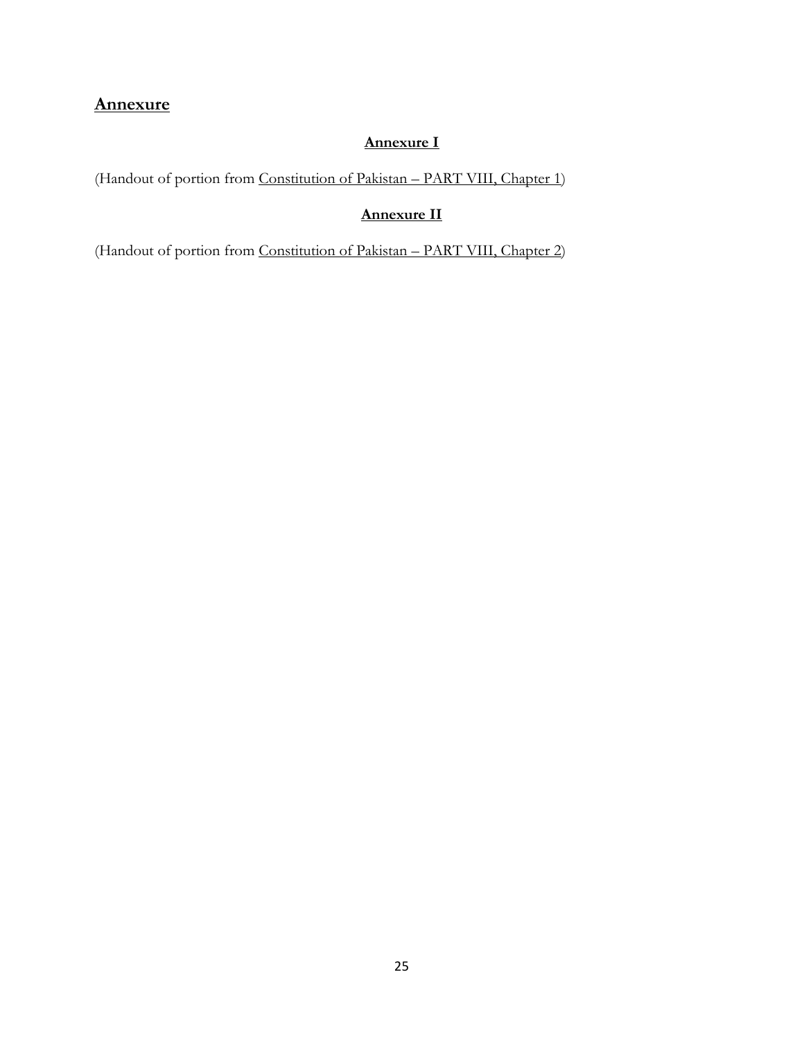## Annexure

### Annexure I

(Handout of portion from Constitution of Pakistan – PART VIII, Chapter 1)

### Annexure II

(Handout of portion from Constitution of Pakistan – PART VIII, Chapter 2)